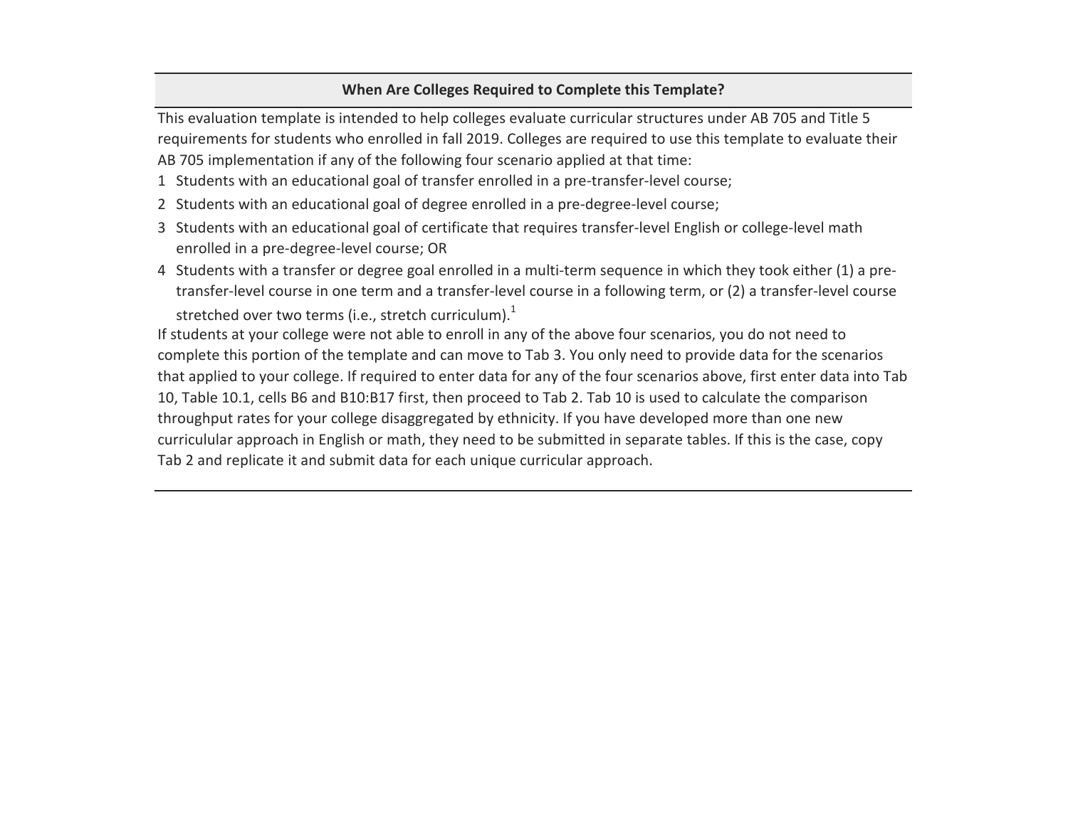## When Are Colleges Required to Complete this Template?

This evaluation template is intended to help colleges evaluate curricular structures under AB 705 and Title 5 requirements for students who enrolled in fall 2019. Colleges are required to use this template to evaluate their AB 705 implementation if any of the following four scenario applied at that time:

1. Students with an educational goal of transfer enrolled in a pre-transfer-level course;
2. Students with an educational goal of degree enrolled in a pre-degree-level course;
3. Students with an educational goal of certificate that requires transfer-level English or college-level math enrolled in a pre-degree-level course; OR
4. Students with a transfer or degree goal enrolled in a multi-term sequence in which they took either (1) a pre-transfer-level course in one term and a transfer-level course in a following term, or (2) a transfer-level course stretched over two terms (i.e., stretch curriculum).[1]

If students at your college were not able to enroll in any of the above four scenarios, you do not need to complete this portion of the template and can move to Tab 3. You only need to provide data for the scenarios that applied to your college. If required to enter data for any of the four scenarios above, first enter data into Tab 10, Table 10.1, cells B6 and B10:B17 first, then proceed to Tab 2. Tab 10 is used to calculate the comparison throughput rates for your college disaggregated by ethnicity. If you have developed more than one new curriculular approach in English or math, they need to be submitted in separate tables. If this is the case, copy Tab 2 and replicate it and submit data for each unique curricular approach.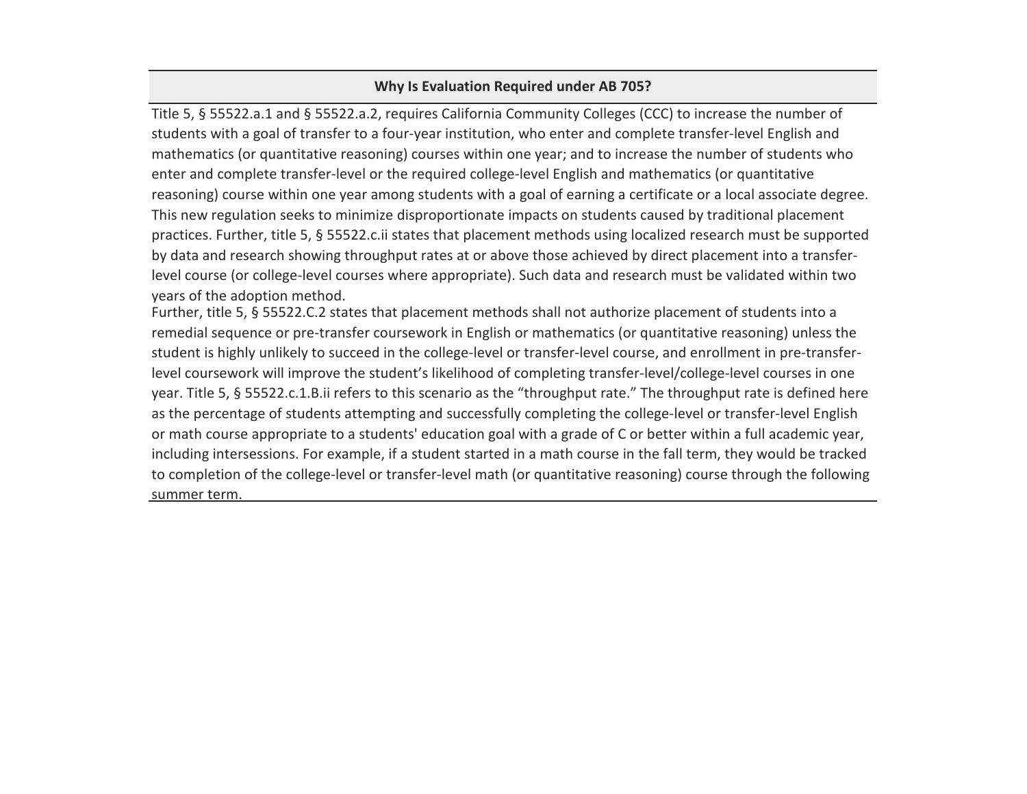**Why Is Evaluation Required under AB 705?**

Title 5, § 55522.a.1 and § 55522.a.2, requires California Community Colleges (CCC) to increase the number of students with a goal of transfer to a four-year institution, who enter and complete transfer-level English and mathematics (or quantitative reasoning) courses within one year; and to increase the number of students who enter and complete transfer-level or the required college-level English and mathematics (or quantitative reasoning) course within one year among students with a goal of earning a certificate or a local associate degree. This new regulation seeks to minimize disproportionate impacts on students caused by traditional placement practices. Further, title 5, § 55522.c.ii states that placement methods using localized research must be supported by data and research showing throughput rates at or above those achieved by direct placement into a transfer-level course (or college-level courses where appropriate). Such data and research must be validated within two years of the adoption method.

Further, title 5, § 55522.C.2 states that placement methods shall not authorize placement of students into a remedial sequence or pre-transfer coursework in English or mathematics (or quantitative reasoning) unless the student is highly unlikely to succeed in the college-level or transfer-level course, and enrollment in pre-transfer-level coursework will improve the student's likelihood of completing transfer-level/college-level courses in one year. Title 5, § 55522.c.1.B.ii refers to this scenario as the "throughput rate." The throughput rate is defined here as the percentage of students attempting and successfully completing the college-level or transfer-level English or math course appropriate to a students' education goal with a grade of C or better within a full academic year, including intersessions. For example, if a student started in a math course in the fall term, they would be tracked to completion of the college-level or transfer-level math (or quantitative reasoning) course through the following summer term.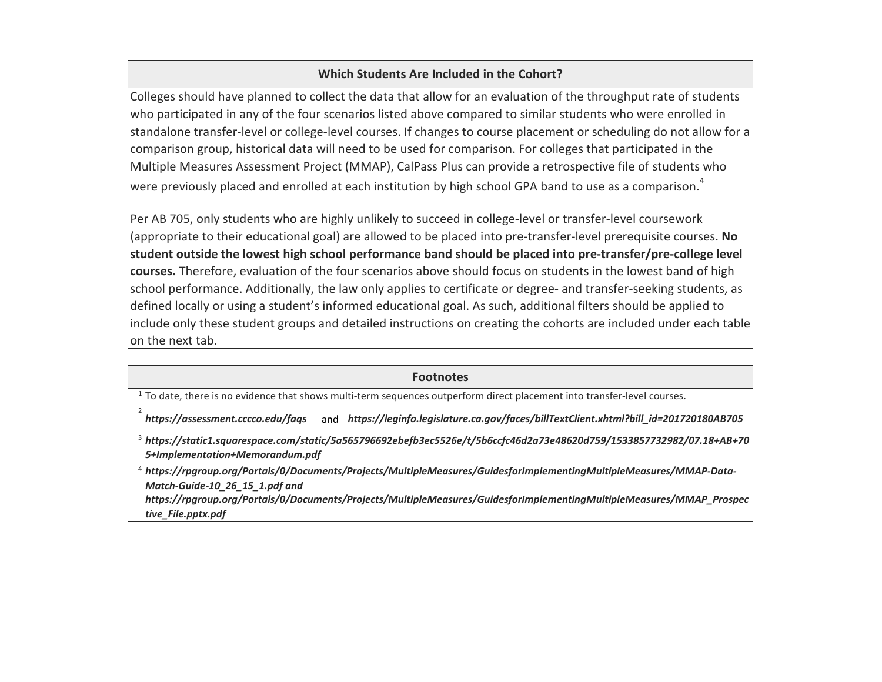## Which Students Are Included in the Cohort?

Colleges should have planned to collect the data that allow for an evaluation of the throughput rate of students who participated in any of the four scenarios listed above compared to similar students who were enrolled in standalone transfer-level or college-level courses. If changes to course placement or scheduling do not allow for a comparison group, historical data will need to be used for comparison. For colleges that participated in the Multiple Measures Assessment Project (MMAP), CalPass Plus can provide a retrospective file of students who were previously placed and enrolled at each institution by high school GPA band to use as a comparison.[4]

Per AB 705, only students who are highly unlikely to succeed in college-level or transfer-level coursework (appropriate to their educational goal) are allowed to be placed into pre-transfer-level prerequisite courses. **No student outside the lowest high school performance band should be placed into pre-transfer/pre-college level courses.** Therefore, evaluation of the four scenarios above should focus on students in the lowest band of high school performance. Additionally, the law only applies to certificate or degree- and transfer-seeking students, as defined locally or using a student's informed educational goal. As such, additional filters should be applied to include only these student groups and detailed instructions on creating the cohorts are included under each table on the next tab.

## Footnotes

[1] To date, there is no evidence that shows multi-term sequences outperform direct placement into transfer-level courses.

[2] ***https://assessment.cccco.edu/faqs*** and ***https://leginfo.legislature.ca.gov/faces/billTextClient.xhtml?bill_id=201720180AB705***

[3] ***https://static1.squarespace.com/static/5a565796692ebefb3ec5526e/t/5b6ccfc46d2a73e48620d759/1533857732982/07.18+AB+705+Implementation+Memorandum.pdf***

[4] ***https://rpgroup.org/Portals/0/Documents/Projects/MultipleMeasures/GuidesforImplementingMultipleMeasures/MMAP-Data-Match-Guide-10_26_15_1.pdf and https://rpgroup.org/Portals/0/Documents/Projects/MultipleMeasures/GuidesforImplementingMultipleMeasures/MMAP_Prospective_File.pptx.pdf***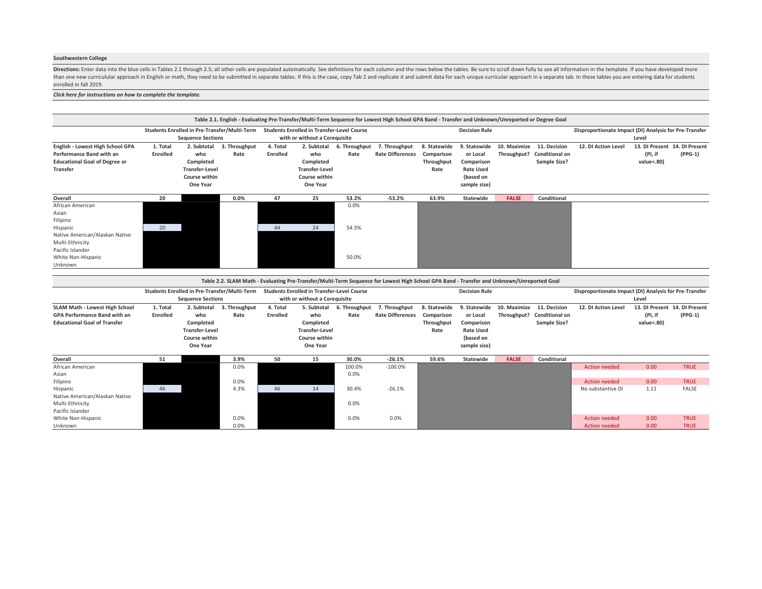**Southwestern College**

**Directions:** Enter data into the blue cells in Tables 2.1 through 2.5; all other cells are populated automatically. See definitions for each column and the rows below the tables. Be sure to scroll down fully to see all information in the template. If you have developed more than one new curriculular approach in English or math, they need to be submitted in separate tables. If this is the case, copy Tab 2 and replicate it and submit data for each unique curricular approach in a separate tab. In these tables you are entering data for students enrolled in fall 2019.

***Click here for instructions on how to complete the template.***

**Table 2.1. English - Evaluating Pre-Transfer/Multi-Term Sequence for Lowest High School GPA Band - Transfer and Unknown/Unreported or Degree Goal**

| | Students Enrolled in Pre-Transfer/Multi-Term Sequence Sections | | | Students Enrolled in Transfer-Level Course with or without a Corequisite | | | | Decision Rule | | | | Disproportionate Impact (DI) Analysis for Pre-Transfer Level | | |
|---|---|---|---|---|---|---|---|---|---|---|---|---|---|---|
| **English - Lowest High School GPA Performance Band with an Educational Goal of Degree or Transfer** | **1. Total Enrolled** | **2. Subtotal who Completed Transfer-Level Course within One Year** | **3. Throughput Rate** | **4. Total Enrolled** | **2. Subtotal who Completed Transfer-Level Course within One Year** | **6. Throughput Rate** | **7. Throughput Rate Differences** | **8. Statewide Comparison Throughput Rate** | **9. Statewide or Local Comparison Rate Used (based on sample size)** | **10. Maximize Throughput?** | **11. Decision Conditional on Sample Size?** | **12. DI Action Level** | **13. DI Present (PI, if value<.80)** | **14. DI Present (PPG-1)** |
| **Overall** | **20** | | **0.0%** | **47** | **25** | **53.2%** | **-53.2%** | **63.9%** | **Statewide** | **FALSE** | **Conditional** | | | |
| African American | | | | | | 0.0% | | | | | | | | |
| Asian | | | | | | | | | | | | | | |
| Filipino | | | | | | | | | | | | | | |
| Hispanic | 20 | | | 44 | 24 | 54.5% | | | | | | | | |
| Native American/Alaskan Native | | | | | | | | | | | | | | |
| Multi-Ethnicity | | | | | | | | | | | | | | |
| Pacific Islander | | | | | | | | | | | | | | |
| White Non-Hispanic | | | | | | 50.0% | | | | | | | | |
| Unknown | | | | | | | | | | | | | | |

**Table 2.2. SLAM Math - Evaluating Pre-Transfer/Multi-Term Sequence for Lowest High School GPA Band - Transfer and Unknown/Unreported Goal**

| | Students Enrolled in Pre-Transfer/Multi-Term Sequence Sections | | | Students Enrolled in Transfer-Level Course with or without a Corequisite | | | | Decision Rule | | | | Disproportionate Impact (DI) Analysis for Pre-Transfer Level | | |
|---|---|---|---|---|---|---|---|---|---|---|---|---|---|---|
| **SLAM Math - Lowest High School GPA Performance Band with an Educational Goal of Transfer** | **1. Total Enrolled** | **2. Subtotal who Completed Transfer-Level Course within One Year** | **3. Throughput Rate** | **4. Total Enrolled** | **5. Subtotal who Completed Transfer-Level Course within One Year** | **6. Throughput Rate** | **7. Throughput Rate Differences** | **8. Statewide Comparison Throughput Rate** | **9. Statewide or Local Comparison Rate Used (based on sample size)** | **10. Maximize Throughput?** | **11. Decision Conditional on Sample Size?** | **12. DI Action Level** | **13. DI Present (PI, if value<.80)** | **14. DI Present (PPG-1)** |
| **Overall** | **51** | | **3.9%** | **50** | **15** | **30.0%** | **-26.1%** | **59.6%** | **Statewide** | **FALSE** | **Conditional** | | | |
| African American | | | 0.0% | | | 100.0% | -100.0% | | | | | Action needed | 0.00 | TRUE |
| Asian | | | | | | 0.0% | | | | | | | | |
| Filipino | | | 0.0% | | | | | | | | | Action needed | 0.00 | TRUE |
| Hispanic | 46 | | 4.3% | 46 | 14 | 30.4% | -26.1% | | | | | No substantive DI | 1.11 | FALSE |
| Native American/Alaskan Native | | | | | | | | | | | | | | |
| Multi-Ethnicity | | | | | | 0.0% | | | | | | | | |
| Pacific Islander | | | | | | | | | | | | | | |
| White Non-Hispanic | | | 0.0% | | | 0.0% | 0.0% | | | | | Action needed | 0.00 | TRUE |
| Unknown | | | 0.0% | | | | | | | | | Action needed | 0.00 | TRUE |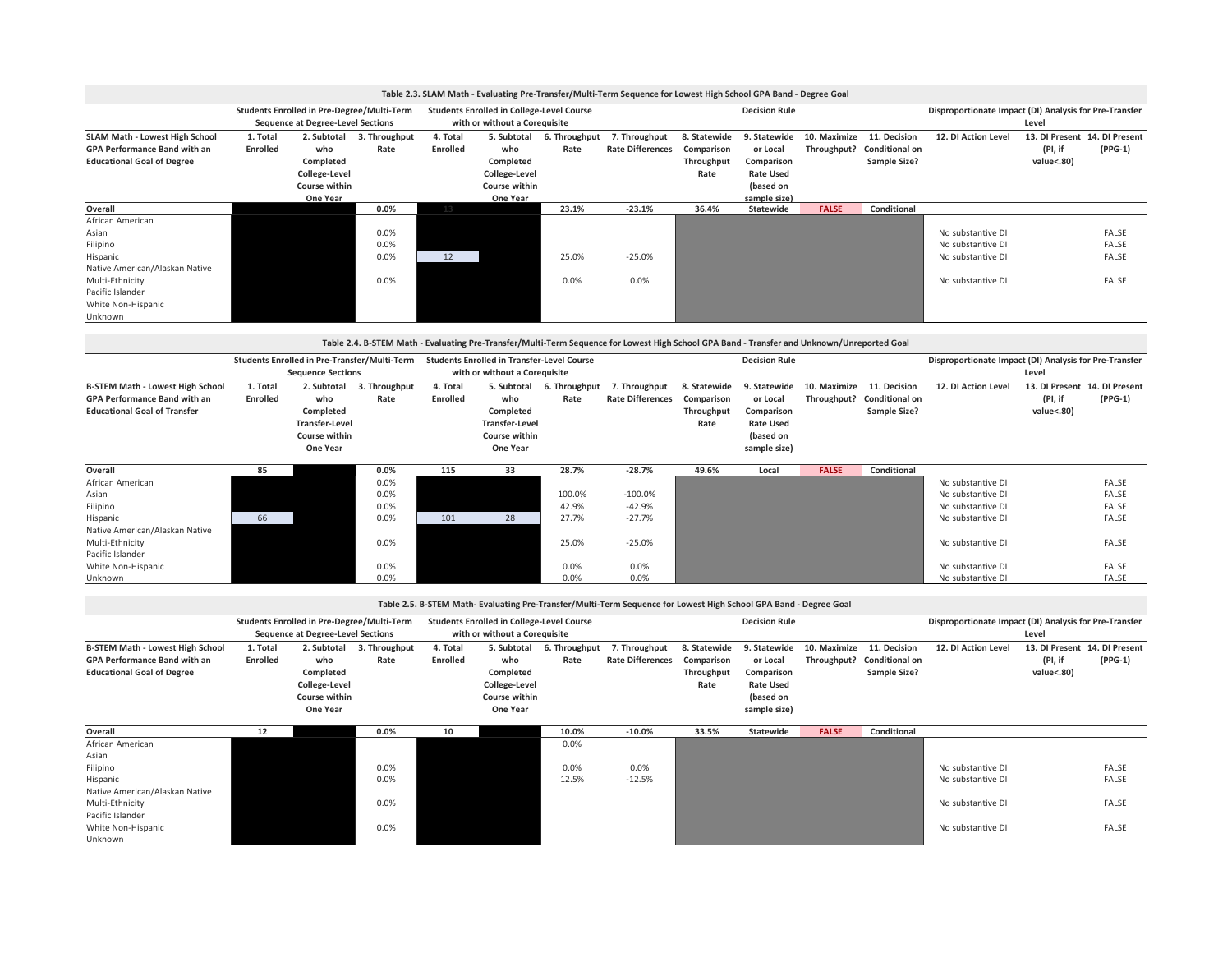**Table 2.3. SLAM Math - Evaluating Pre-Transfer/Multi-Term Sequence for Lowest High School GPA Band - Degree Goal**

| | Students Enrolled in Pre-Degree/Multi-Term Sequence at Degree-Level Sections | | | Students Enrolled in College-Level Course with or without a Corequisite | | | | Decision Rule | | | | Disproportionate Impact (DI) Analysis for Pre-Transfer Level | | |
|---|---|---|---|---|---|---|---|---|---|---|---|---|---|---|
| SLAM Math - Lowest High School GPA Performance Band with an Educational Goal of Degree | 1. Total Enrolled | 2. Subtotal who Completed College-Level Course within One Year | 3. Throughput Rate | 4. Total Enrolled | 5. Subtotal who Completed College-Level Course within One Year | 6. Throughput Rate | 7. Throughput Rate Differences | 8. Statewide Comparison Throughput Rate | 9. Statewide or Local Comparison Rate Used (based on sample size) | 10. Maximize Throughput? | 11. Decision Conditional on Sample Size? | 12. DI Action Level | 13. DI Present (PI, if value<.80) | 14. DI Present (PPG-1) |
| Overall | | | 0.0% | 13 | | 23.1% | -23.1% | 36.4% | Statewide | FALSE | Conditional | | | |
| African American | | | | | | | | | | | | | | |
| Asian | | | 0.0% | | | | | | | | | No substantive DI | | FALSE |
| Filipino | | | 0.0% | | | | | | | | | No substantive DI | | FALSE |
| Hispanic | | | 0.0% | 12 | | 25.0% | -25.0% | | | | | No substantive DI | | FALSE |
| Native American/Alaskan Native | | | | | | | | | | | | | | |
| Multi-Ethnicity | | | 0.0% | | | 0.0% | 0.0% | | | | | No substantive DI | | FALSE |
| Pacific Islander | | | | | | | | | | | | | | |
| White Non-Hispanic | | | | | | | | | | | | | | |
| Unknown | | | | | | | | | | | | | | |

**Table 2.4. B-STEM Math - Evaluating Pre-Transfer/Multi-Term Sequence for Lowest High School GPA Band - Transfer and Unknown/Unreported Goal**

| | Students Enrolled in Pre-Transfer/Multi-Term Sequence Sections | | | Students Enrolled in Transfer-Level Course with or without a Corequisite | | | | Decision Rule | | | | Disproportionate Impact (DI) Analysis for Pre-Transfer Level | | |
|---|---|---|---|---|---|---|---|---|---|---|---|---|---|---|
| B-STEM Math - Lowest High School GPA Performance Band with an Educational Goal of Transfer | 1. Total Enrolled | 2. Subtotal who Completed Transfer-Level Course within One Year | 3. Throughput Rate | 4. Total Enrolled | 5. Subtotal who Completed Transfer-Level Course within One Year | 6. Throughput Rate | 7. Throughput Rate Differences | 8. Statewide Comparison Throughput Rate | 9. Statewide or Local Comparison Rate Used (based on sample size) | 10. Maximize Throughput? | 11. Decision Conditional on Sample Size? | 12. DI Action Level | 13. DI Present (PI, if value<.80) | 14. DI Present (PPG-1) |
| Overall | 85 | | 0.0% | 115 | 33 | 28.7% | -28.7% | 49.6% | Local | FALSE | Conditional | | | |
| African American | | | 0.0% | | | | | | | | | No substantive DI | | FALSE |
| Asian | | | 0.0% | | | 100.0% | -100.0% | | | | | No substantive DI | | FALSE |
| Filipino | | | 0.0% | | | 42.9% | -42.9% | | | | | No substantive DI | | FALSE |
| Hispanic | 66 | | 0.0% | 101 | 28 | 27.7% | -27.7% | | | | | No substantive DI | | FALSE |
| Native American/Alaskan Native | | | | | | | | | | | | | | |
| Multi-Ethnicity | | | 0.0% | | | 25.0% | -25.0% | | | | | No substantive DI | | FALSE |
| Pacific Islander | | | | | | | | | | | | | | |
| White Non-Hispanic | | | 0.0% | | | 0.0% | 0.0% | | | | | No substantive DI | | FALSE |
| Unknown | | | 0.0% | | | 0.0% | 0.0% | | | | | No substantive DI | | FALSE |

**Table 2.5. B-STEM Math- Evaluating Pre-Transfer/Multi-Term Sequence for Lowest High School GPA Band - Degree Goal**

| | Students Enrolled in Pre-Degree/Multi-Term Sequence at Degree-Level Sections | | | Students Enrolled in College-Level Course with or without a Corequisite | | | | Decision Rule | | | | Disproportionate Impact (DI) Analysis for Pre-Transfer Level | | |
|---|---|---|---|---|---|---|---|---|---|---|---|---|---|---|
| B-STEM Math - Lowest High School GPA Performance Band with an Educational Goal of Degree | 1. Total Enrolled | 2. Subtotal who Completed College-Level Course within One Year | 3. Throughput Rate | 4. Total Enrolled | 5. Subtotal who Completed College-Level Course within One Year | 6. Throughput Rate | 7. Throughput Rate Differences | 8. Statewide Comparison Throughput Rate | 9. Statewide or Local Comparison Rate Used (based on sample size) | 10. Maximize Throughput? | 11. Decision Conditional on Sample Size? | 12. DI Action Level | 13. DI Present (PI, if value<.80) | 14. DI Present (PPG-1) |
| Overall | 12 | | 0.0% | 10 | | 10.0% | -10.0% | 33.5% | Statewide | FALSE | Conditional | | | |
| African American | | | | | | 0.0% | | | | | | | | |
| Asian | | | | | | | | | | | | | | |
| Filipino | | | 0.0% | | | 0.0% | 0.0% | | | | | No substantive DI | | FALSE |
| Hispanic | | | 0.0% | | | 12.5% | -12.5% | | | | | No substantive DI | | FALSE |
| Native American/Alaskan Native | | | | | | | | | | | | | | |
| Multi-Ethnicity | | | 0.0% | | | | | | | | | No substantive DI | | FALSE |
| Pacific Islander | | | | | | | | | | | | | | |
| White Non-Hispanic | | | 0.0% | | | | | | | | | No substantive DI | | FALSE |
| Unknown | | | | | | | | | | | | | | |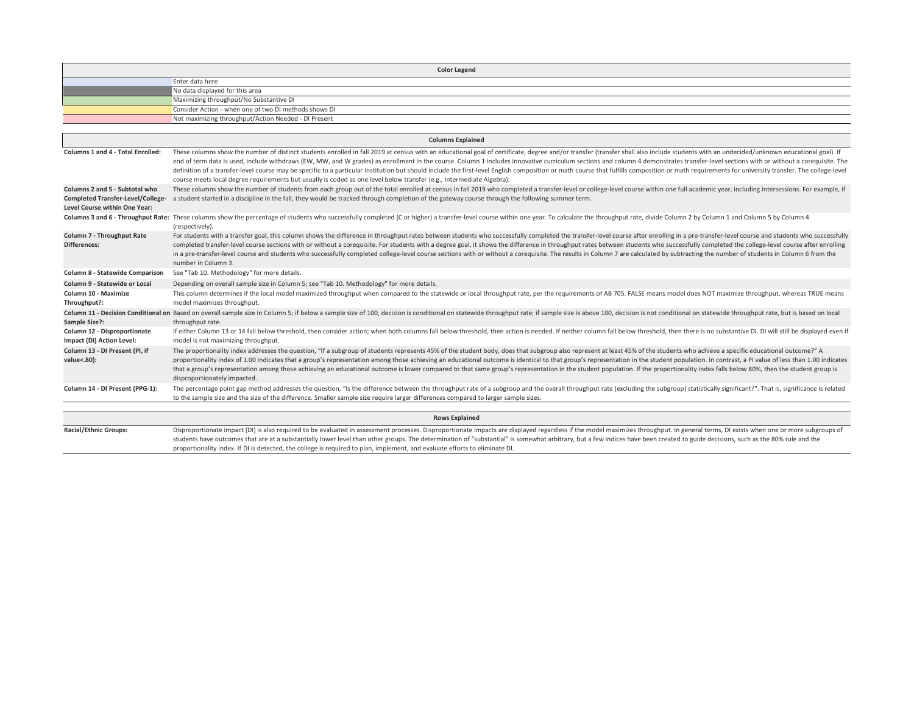| Color Legend | |
|---|---|
| | Enter data here |
| | No data displayed for this area |
| | Maximizing throughput/No Substantive DI |
| | Consider Action - when one of two DI methods shows DI |
| | Not maximizing throughput/Action Needed - DI Present |

| Columns Explained | |
|---|---|
| **Columns 1 and 4 - Total Enrolled:** | These columns show the number of distinct students enrolled in fall 2019 at census with an educational goal of certificate, degree and/or transfer (transfer shall also include students with an undecided/unknown educational goal). If end of term data is used, include withdraws (EW, MW, and W grades) as enrollment in the course. Column 1 includes innovative curriculum sections and column 4 demonstrates transfer-level sections with or without a corequisite. The definition of a transfer-level course may be specific to a particular institution but should include the first-level English composition or math course that fulfills composition or math requirements for university transfer. The college-level course meets local degree requirements but usually is coded as one level below transfer (e.g., Intermediate Algebra). |
| **Columns 2 and 5 - Subtotal who Completed Transfer-Level/College-Level Course within One Year:** | These columns show the number of students from each group out of the total enrolled at census in fall 2019 who completed a transfer-level or college-level course within one full academic year, including intersessions. For example, if a student started in a discipline in the fall, they would be tracked through completion of the gateway course through the following summer term. |
| **Columns 3 and 6 - Throughput Rate:** | These columns show the percentage of students who successfully completed (C or higher) a transfer-level course within one year. To calculate the throughput rate, divide Column 2 by Column 1 and Column 5 by Column 4 (respectively). |
| **Column 7 - Throughput Rate Differences:** | For students with a transfer goal, this column shows the difference in throughput rates between students who successfully completed the transfer-level course after enrolling in a pre-transfer-level course and students who successfully completed transfer-level course sections with or without a corequisite. For students with a degree goal, it shows the difference in throughput rates between students who successfully completed the college-level course after enrolling in a pre-transfer-level course and students who successfully completed college-level course sections with or without a corequisite. The results in Column 7 are calculated by subtracting the number of students in Column 6 from the number in Column 3. |
| **Column 8 - Statewide Comparison** | See "Tab 10. Methodology" for more details. |
| **Column 9 - Statewide or Local** | Depending on overall sample size in Column 5; see "Tab 10. Methodology" for more details. |
| **Column 10 - Maximize Throughput?:** | This column determines if the local model maximized throughput when compared to the statewide or local throughput rate, per the requirements of AB 705. FALSE means model does NOT maximize throughput, whereas TRUE means model maximizes throughput. |
| **Column 11 - Decision Conditional on Sample Size?:** | Based on overall sample size in Column 5; if below a sample size of 100, decision is conditional on statewide throughput rate; if sample size is above 100, decision is not conditional on statewide throughput rate, but is based on local throughput rate. |
| **Column 12 - Disproportionate Impact (DI) Action Level:** | If either Column 13 or 14 fall below threshold, then consider action; when both columns fall below threshold, then action is needed. If neither column fall below threshold, then there is no substantive DI. DI will still be displayed even if model is not maximizing throughput. |
| **Column 13 - DI Present (PI, if value<.80):** | The proportionality index addresses the question, "If a subgroup of students represents 45% of the student body, does that subgroup also represent at least 45% of the students who achieve a specific educational outcome?" A proportionality index of 1.00 indicates that a group's representation among those achieving an educational outcome is identical to that group's representation in the student population. In contrast, a PI value of less than 1.00 indicates that a group's representation among those achieving an educational outcome is lower compared to that same group's representation in the student population. If the proportionality index falls below 80%, then the student group is disproportionately impacted. |
| **Column 14 - DI Present (PPG-1):** | The percentage point gap method addresses the question, "Is the difference between the throughput rate of a subgroup and the overall throughput rate (excluding the subgroup) statistically significant?". That is, significance is related to the sample size and the size of the difference. Smaller sample size require larger differences compared to larger sample sizes. |

| Rows Explained | |
|---|---|
| **Racial/Ethnic Groups:** | Disproportionate impact (DI) is also required to be evaluated in assessment processes. Disproportionate impacts are displayed regardless if the model maximizes throughput. In general terms, DI exists when one or more subgroups of students have outcomes that are at a substantially lower level than other groups. The determination of "substantial" is somewhat arbitrary, but a few indices have been created to guide decisions, such as the 80% rule and the proportionality index. If DI is detected, the college is required to plan, implement, and evaluate efforts to eliminate DI. |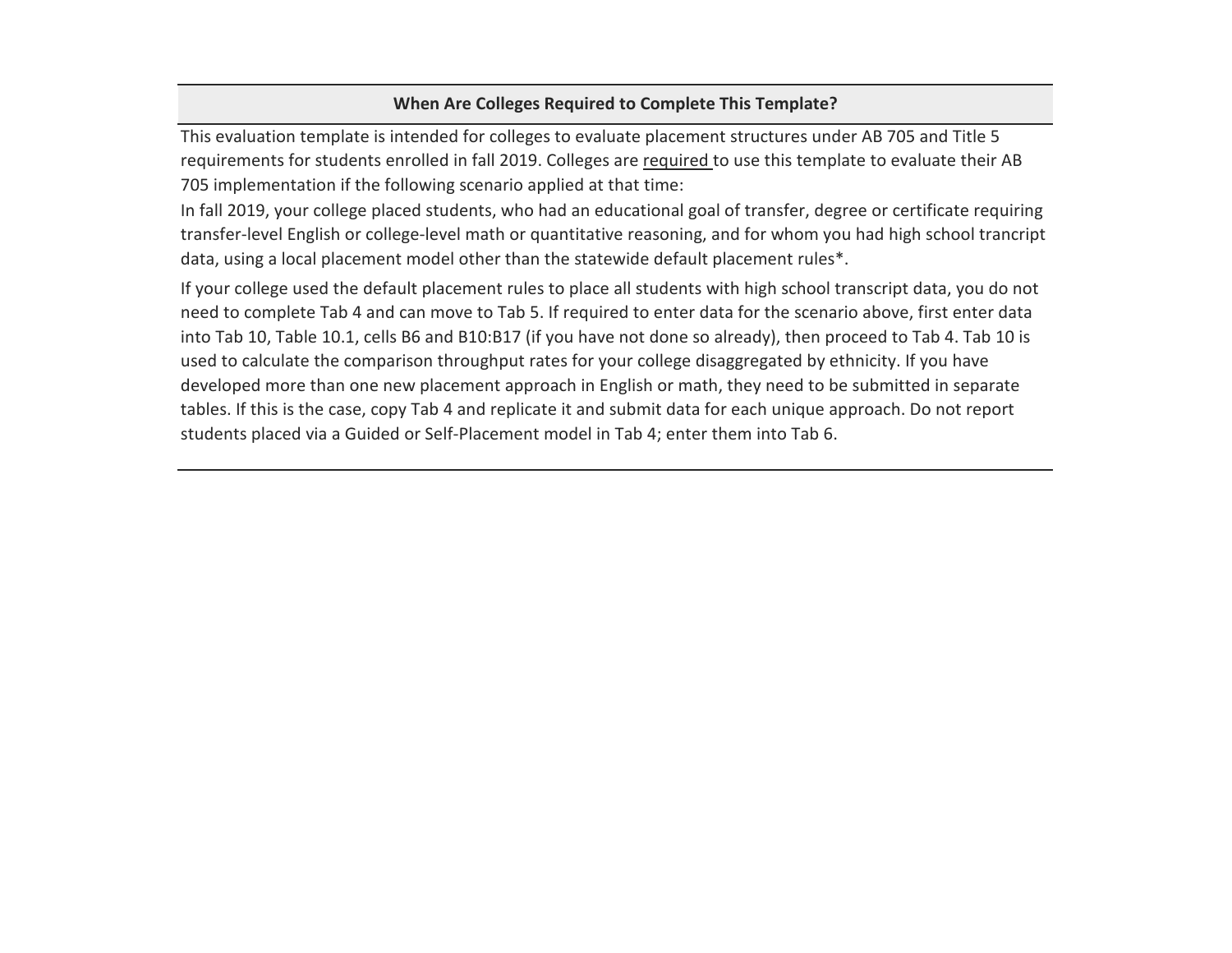## When Are Colleges Required to Complete This Template?

This evaluation template is intended for colleges to evaluate placement structures under AB 705 and Title 5 requirements for students enrolled in fall 2019. Colleges are required to use this template to evaluate their AB 705 implementation if the following scenario applied at that time:

In fall 2019, your college placed students, who had an educational goal of transfer, degree or certificate requiring transfer-level English or college-level math or quantitative reasoning, and for whom you had high school trancript data, using a local placement model other than the statewide default placement rules*.

If your college used the default placement rules to place all students with high school transcript data, you do not need to complete Tab 4 and can move to Tab 5. If required to enter data for the scenario above, first enter data into Tab 10, Table 10.1, cells B6 and B10:B17 (if you have not done so already), then proceed to Tab 4. Tab 10 is used to calculate the comparison throughput rates for your college disaggregated by ethnicity. If you have developed more than one new placement approach in English or math, they need to be submitted in separate tables. If this is the case, copy Tab 4 and replicate it and submit data for each unique approach. Do not report students placed via a Guided or Self-Placement model in Tab 4; enter them into Tab 6.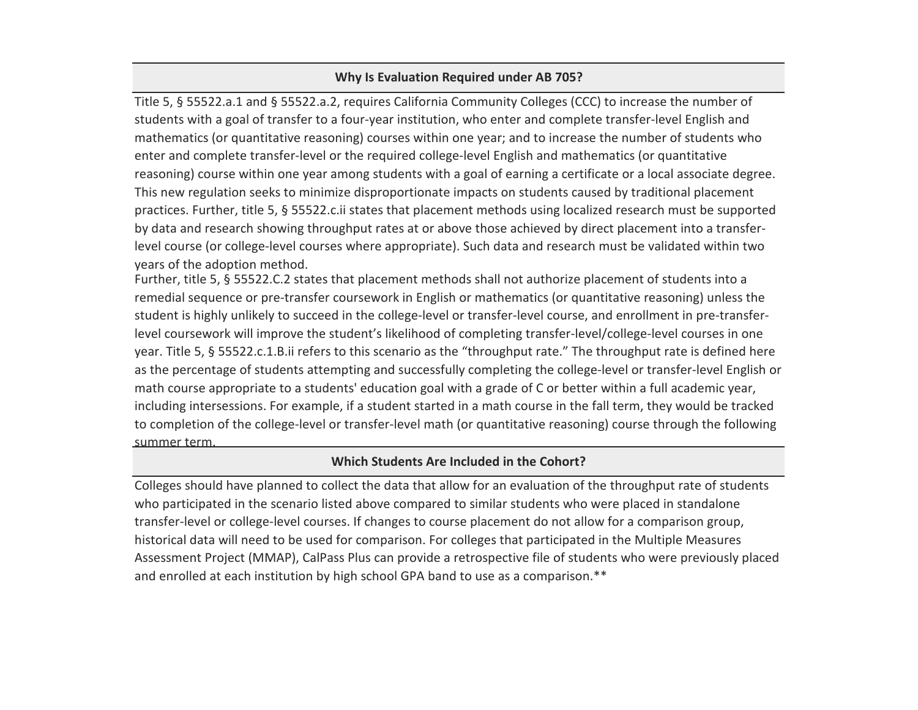## Why Is Evaluation Required under AB 705?

Title 5, § 55522.a.1 and § 55522.a.2, requires California Community Colleges (CCC) to increase the number of students with a goal of transfer to a four-year institution, who enter and complete transfer-level English and mathematics (or quantitative reasoning) courses within one year; and to increase the number of students who enter and complete transfer-level or the required college-level English and mathematics (or quantitative reasoning) course within one year among students with a goal of earning a certificate or a local associate degree. This new regulation seeks to minimize disproportionate impacts on students caused by traditional placement practices. Further, title 5, § 55522.c.ii states that placement methods using localized research must be supported by data and research showing throughput rates at or above those achieved by direct placement into a transfer-level course (or college-level courses where appropriate). Such data and research must be validated within two years of the adoption method.

Further, title 5, § 55522.C.2 states that placement methods shall not authorize placement of students into a remedial sequence or pre-transfer coursework in English or mathematics (or quantitative reasoning) unless the student is highly unlikely to succeed in the college-level or transfer-level course, and enrollment in pre-transfer-level coursework will improve the student's likelihood of completing transfer-level/college-level courses in one year. Title 5, § 55522.c.1.B.ii refers to this scenario as the "throughput rate." The throughput rate is defined here as the percentage of students attempting and successfully completing the college-level or transfer-level English or math course appropriate to a students' education goal with a grade of C or better within a full academic year, including intersessions. For example, if a student started in a math course in the fall term, they would be tracked to completion of the college-level or transfer-level math (or quantitative reasoning) course through the following summer term.

## Which Students Are Included in the Cohort?

Colleges should have planned to collect the data that allow for an evaluation of the throughput rate of students who participated in the scenario listed above compared to similar students who were placed in standalone transfer-level or college-level courses. If changes to course placement do not allow for a comparison group, historical data will need to be used for comparison. For colleges that participated in the Multiple Measures Assessment Project (MMAP), CalPass Plus can provide a retrospective file of students who were previously placed and enrolled at each institution by high school GPA band to use as a comparison.**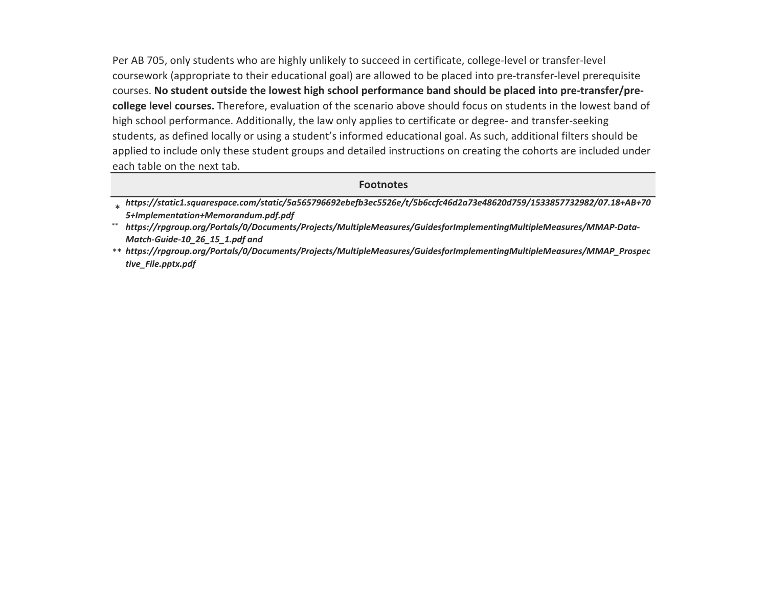Per AB 705, only students who are highly unlikely to succeed in certificate, college-level or transfer-level coursework (appropriate to their educational goal) are allowed to be placed into pre-transfer-level prerequisite courses. **No student outside the lowest high school performance band should be placed into pre-transfer/pre-college level courses.** Therefore, evaluation of the scenario above should focus on students in the lowest band of high school performance. Additionally, the law only applies to certificate or degree- and transfer-seeking students, as defined locally or using a student's informed educational goal. As such, additional filters should be applied to include only these student groups and detailed instructions on creating the cohorts are included under each table on the next tab.

## Footnotes

\* ***https://static1.squarespace.com/static/5a565796692ebefb3ec5526e/t/5b6ccfc46d2a73e48620d759/1533857732982/07.18+AB+705+Implementation+Memorandum.pdf.pdf***

\** ***https://rpgroup.org/Portals/0/Documents/Projects/MultipleMeasures/GuidesforImplementingMultipleMeasures/MMAP-Data-Match-Guide-10_26_15_1.pdf and***

\** ***https://rpgroup.org/Portals/0/Documents/Projects/MultipleMeasures/GuidesforImplementingMultipleMeasures/MMAP_Prospective_File.pptx.pdf***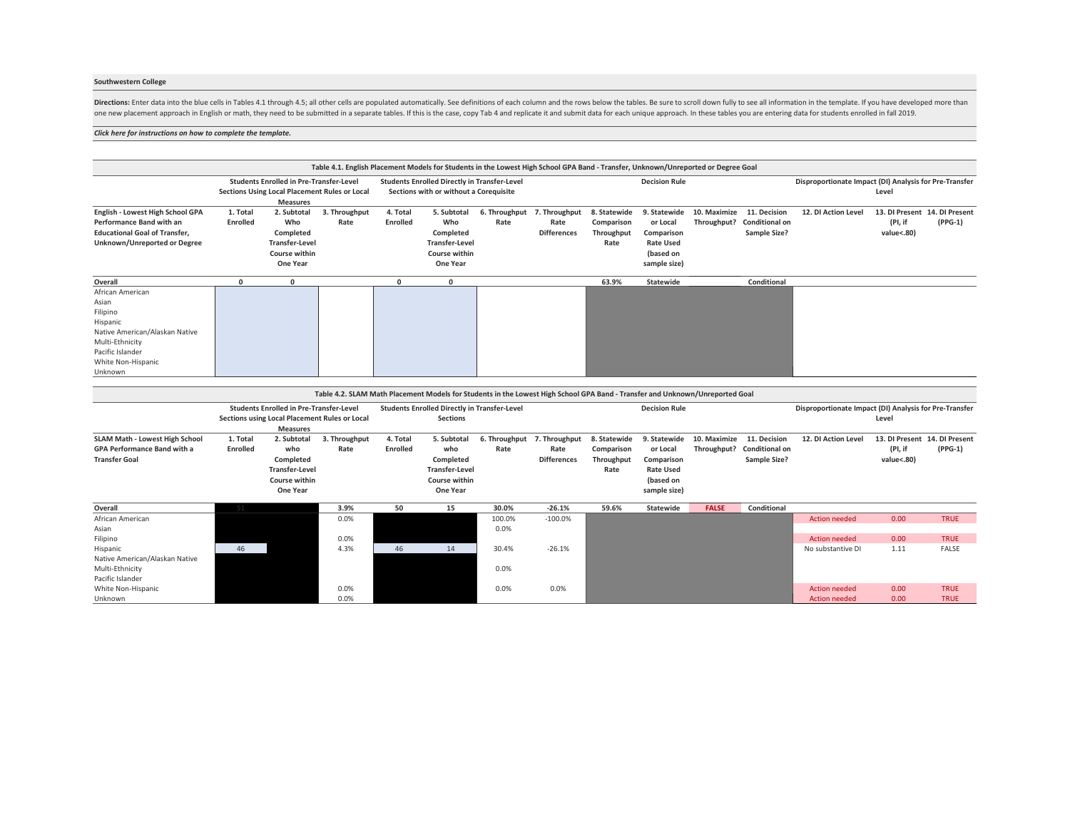**Southwestern College**

**Directions:** Enter data into the blue cells in Tables 4.1 through 4.5; all other cells are populated automatically. See definitions of each column and the rows below the tables. Be sure to scroll down fully to see all information in the template. If you have developed more than one new placement approach in English or math, they need to be submitted in a separate tables. If this is the case, copy Tab 4 and replicate it and submit data for each unique approach. In these tables you are entering data for students enrolled in fall 2019.

***Click here for instructions on how to complete the template.***

**Table 4.1. English Placement Models for Students in the Lowest High School GPA Band - Transfer, Unknown/Unreported or Degree Goal**

| | Students Enrolled in Pre-Transfer-Level Sections Using Local Placement Rules or Local Measures | | | Students Enrolled Directly in Transfer-Level Sections with or without a Corequisite | | | | Decision Rule | | | | Disproportionate Impact (DI) Analysis for Pre-Transfer Level | | |
|---|---|---|---|---|---|---|---|---|---|---|---|---|---|---|
| **English - Lowest High School GPA Performance Band with an Educational Goal of Transfer, Unknown/Unreported or Degree** | **1. Total Enrolled** | **2. Subtotal Who Completed Transfer-Level Course within One Year** | **3. Throughput Rate** | **4. Total Enrolled** | **5. Subtotal Who Completed Transfer-Level Course within One Year** | **6. Throughput Rate** | **7. Throughput Rate Differences** | **8. Statewide Comparison Throughput Rate** | **9. Statewide or Local Comparison Rate Used (based on sample size)** | **10. Maximize Throughput?** | **11. Decision Conditional on Sample Size?** | **12. DI Action Level** | **13. DI Present (PI, if value<.80)** | **14. DI Present (PPG-1)** |
| **Overall** | **0** | **0** | | **0** | **0** | | | **63.9%** | **Statewide** | | **Conditional** | | | |
| African American | | | | | | | | | | | | | | |
| Asian | | | | | | | | | | | | | | |
| Filipino | | | | | | | | | | | | | | |
| Hispanic | | | | | | | | | | | | | | |
| Native American/Alaskan Native | | | | | | | | | | | | | | |
| Multi-Ethnicity | | | | | | | | | | | | | | |
| Pacific Islander | | | | | | | | | | | | | | |
| White Non-Hispanic | | | | | | | | | | | | | | |
| Unknown | | | | | | | | | | | | | | |

**Table 4.2. SLAM Math Placement Models for Students in the Lowest High School GPA Band - Transfer and Unknown/Unreported Goal**

| | Students Enrolled in Pre-Transfer-Level Sections using Local Placement Rules or Local Measures | | | Students Enrolled Directly in Transfer-Level Sections | | | | Decision Rule | | | | Disproportionate Impact (DI) Analysis for Pre-Transfer Level | | |
|---|---|---|---|---|---|---|---|---|---|---|---|---|---|---|
| **SLAM Math - Lowest High School GPA Performance Band with a Transfer Goal** | **1. Total Enrolled** | **2. Subtotal who Completed Transfer-Level Course within One Year** | **3. Throughput Rate** | **4. Total Enrolled** | **5. Subtotal who Completed Transfer-Level Course within One Year** | **6. Throughput Rate** | **7. Throughput Rate Differences** | **8. Statewide Comparison Throughput Rate** | **9. Statewide or Local Comparison Rate Used (based on sample size)** | **10. Maximize Throughput?** | **11. Decision Conditional on Sample Size?** | **12. DI Action Level** | **13. DI Present (PI, if value<.80)** | **14. DI Present (PPG-1)** |
| **Overall** | 51 | | **3.9%** | **50** | **15** | **30.0%** | **-26.1%** | **59.6%** | **Statewide** | **FALSE** | **Conditional** | | | |
| African American | | | 0.0% | | | 100.0% | -100.0% | | | | | Action needed | 0.00 | TRUE |
| Asian | | | | | | 0.0% | | | | | | | | |
| Filipino | | | 0.0% | | | | | | | | | Action needed | 0.00 | TRUE |
| Hispanic | 46 | | 4.3% | 46 | 14 | 30.4% | -26.1% | | | | | No substantive DI | 1.11 | FALSE |
| Native American/Alaskan Native | | | | | | | | | | | | | | |
| Multi-Ethnicity | | | | | | 0.0% | | | | | | | | |
| Pacific Islander | | | | | | | | | | | | | | |
| White Non-Hispanic | | | 0.0% | | | 0.0% | 0.0% | | | | | Action needed | 0.00 | TRUE |
| Unknown | | | 0.0% | | | | | | | | | Action needed | 0.00 | TRUE |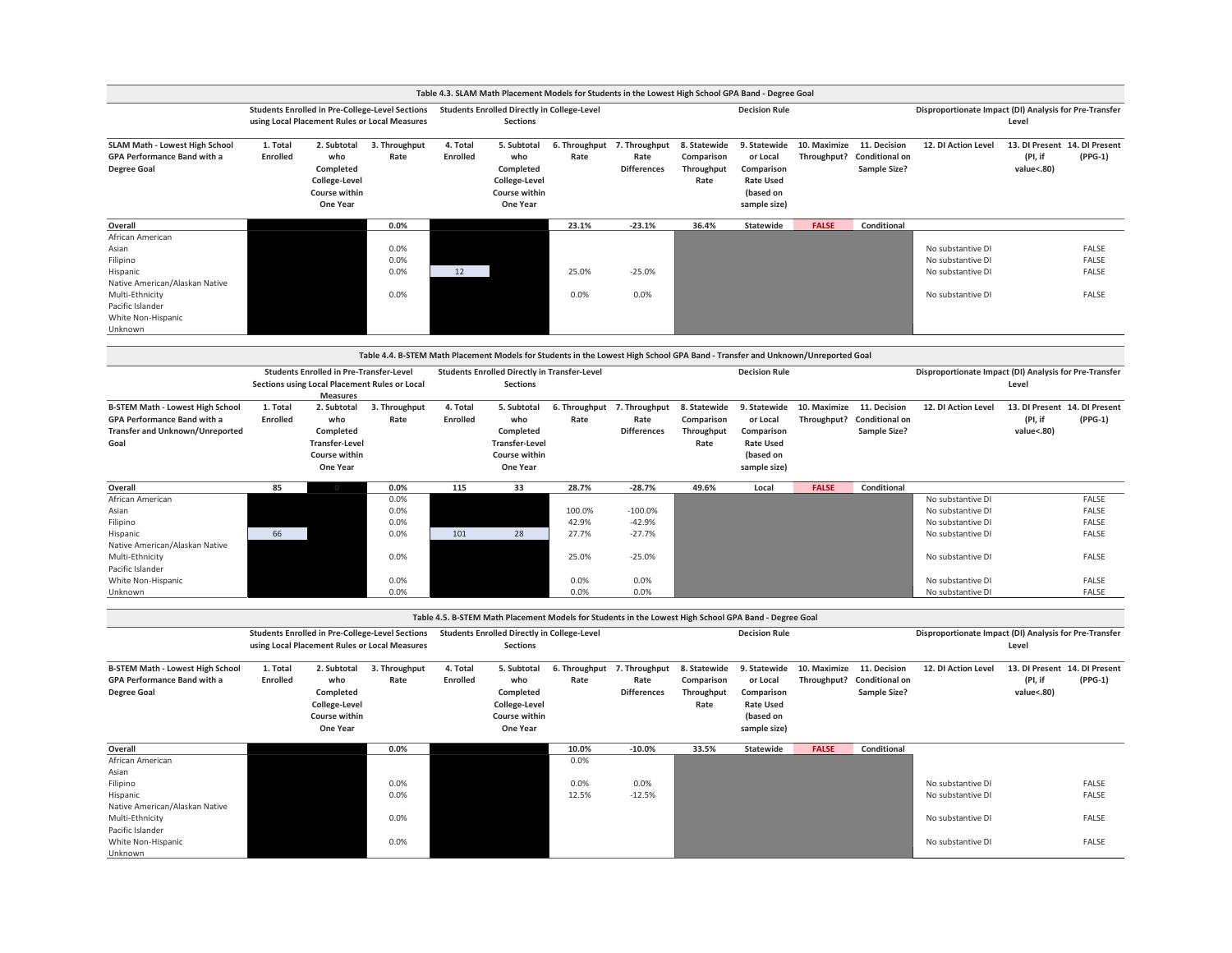| Table 4.3. SLAM Math Placement Models for Students in the Lowest High School GPA Band - Degree Goal | | | | | | | | | | | | | | |
|---|---|---|---|---|---|---|---|---|---|---|---|---|---|---|
| | Students Enrolled in Pre-College-Level Sections using Local Placement Rules or Local Measures | | | Students Enrolled Directly in College-Level Sections | | | | Decision Rule | | | | Disproportionate Impact (DI) Analysis for Pre-Transfer Level | | |
| SLAM Math - Lowest High School GPA Performance Band with a Degree Goal | 1. Total Enrolled | 2. Subtotal who Completed College-Level Course within One Year | 3. Throughput Rate | 4. Total Enrolled | 5. Subtotal who Completed College-Level Course within One Year | 6. Throughput Rate | 7. Throughput Rate Differences | 8. Statewide Comparison Throughput Rate | 9. Statewide or Local Comparison Rate Used (based on sample size) | 10. Maximize Throughput? | 11. Decision Conditional on Sample Size? | 12. DI Action Level | 13. DI Present (PI, if value<.80) | 14. DI Present (PPG-1) |
| Overall | | | 0.0% | | | 23.1% | -23.1% | 36.4% | Statewide | FALSE | Conditional | | | |
| African American | | | | | | | | | | | | | | |
| Asian | | | 0.0% | | | | | | | | | No substantive DI | | FALSE |
| Filipino | | | 0.0% | | | | | | | | | No substantive DI | | FALSE |
| Hispanic | | | 0.0% | 12 | | 25.0% | -25.0% | | | | | No substantive DI | | FALSE |
| Native American/Alaskan Native | | | | | | | | | | | | | | |
| Multi-Ethnicity | | | 0.0% | | | 0.0% | 0.0% | | | | | No substantive DI | | FALSE |
| Pacific Islander | | | | | | | | | | | | | | |
| White Non-Hispanic | | | | | | | | | | | | | | |
| Unknown | | | | | | | | | | | | | | |

| Table 4.4. B-STEM Math Placement Models for Students in the Lowest High School GPA Band - Transfer and Unknown/Unreported Goal | | | | | | | | | | | | | | |
|---|---|---|---|---|---|---|---|---|---|---|---|---|---|---|
| | Students Enrolled in Pre-Transfer-Level Sections using Local Placement Rules or Local Measures | | | Students Enrolled Directly in Transfer-Level Sections | | | | Decision Rule | | | | Disproportionate Impact (DI) Analysis for Pre-Transfer Level | | |
| B-STEM Math - Lowest High School GPA Performance Band with a Transfer and Unknown/Unreported Goal | 1. Total Enrolled | 2. Subtotal who Completed Transfer-Level Course within One Year | 3. Throughput Rate | 4. Total Enrolled | 5. Subtotal who Completed Transfer-Level Course within One Year | 6. Throughput Rate | 7. Throughput Rate Differences | 8. Statewide Comparison Throughput Rate | 9. Statewide or Local Comparison Rate Used (based on sample size) | 10. Maximize Throughput? | 11. Decision Conditional on Sample Size? | 12. DI Action Level | 13. DI Present (PI, if value<.80) | 14. DI Present (PPG-1) |
| Overall | 85 | 0 | 0.0% | 115 | 33 | 28.7% | -28.7% | 49.6% | Local | FALSE | Conditional | | | |
| African American | | | 0.0% | | | | | | | | | No substantive DI | | FALSE |
| Asian | | | 0.0% | | | 100.0% | -100.0% | | | | | No substantive DI | | FALSE |
| Filipino | | | 0.0% | | | 42.9% | -42.9% | | | | | No substantive DI | | FALSE |
| Hispanic | 66 | | 0.0% | 101 | 28 | 27.7% | -27.7% | | | | | No substantive DI | | FALSE |
| Native American/Alaskan Native | | | | | | | | | | | | | | |
| Multi-Ethnicity | | | 0.0% | | | 25.0% | -25.0% | | | | | No substantive DI | | FALSE |
| Pacific Islander | | | | | | | | | | | | | | |
| White Non-Hispanic | | | 0.0% | | | 0.0% | 0.0% | | | | | No substantive DI | | FALSE |
| Unknown | | | 0.0% | | | 0.0% | 0.0% | | | | | No substantive DI | | FALSE |

| Table 4.5. B-STEM Math Placement Models for Students in the Lowest High School GPA Band - Degree Goal | | | | | | | | | | | | | | |
|---|---|---|---|---|---|---|---|---|---|---|---|---|---|---|
| | Students Enrolled in Pre-College-Level Sections using Local Placement Rules or Local Measures | | | Students Enrolled Directly in College-Level Sections | | | | Decision Rule | | | | Disproportionate Impact (DI) Analysis for Pre-Transfer Level | | |
| B-STEM Math - Lowest High School GPA Performance Band with a Degree Goal | 1. Total Enrolled | 2. Subtotal who Completed College-Level Course within One Year | 3. Throughput Rate | 4. Total Enrolled | 5. Subtotal who Completed College-Level Course within One Year | 6. Throughput Rate | 7. Throughput Rate Differences | 8. Statewide Comparison Throughput Rate | 9. Statewide or Local Comparison Rate Used (based on sample size) | 10. Maximize Throughput? | 11. Decision Conditional on Sample Size? | 12. DI Action Level | 13. DI Present (PI, if value<.80) | 14. DI Present (PPG-1) |
| Overall | | | 0.0% | | | 10.0% | -10.0% | 33.5% | Statewide | FALSE | Conditional | | | |
| African American | | | | | | 0.0% | | | | | | | | |
| Asian | | | | | | | | | | | | | | |
| Filipino | | | 0.0% | | | 0.0% | 0.0% | | | | | No substantive DI | | FALSE |
| Hispanic | | | 0.0% | | | 12.5% | -12.5% | | | | | No substantive DI | | FALSE |
| Native American/Alaskan Native | | | | | | | | | | | | | | |
| Multi-Ethnicity | | | 0.0% | | | | | | | | | No substantive DI | | FALSE |
| Pacific Islander | | | | | | | | | | | | | | |
| White Non-Hispanic | | | 0.0% | | | | | | | | | No substantive DI | | FALSE |
| Unknown | | | | | | | | | | | | | | |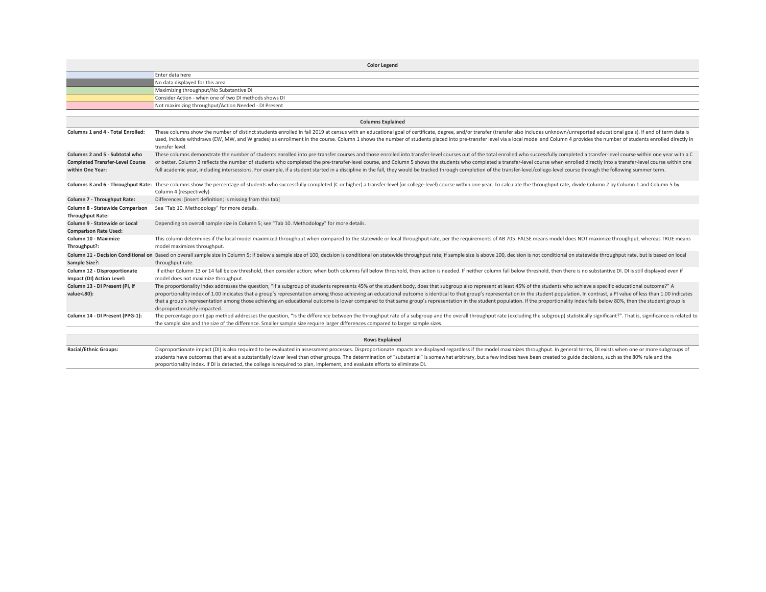| Color Legend | |
|---|---|
| | Enter data here |
| | No data displayed for this area |
| | Maximizing throughput/No Substantive DI |
| | Consider Action - when one of two DI methods shows DI |
| | Not maximizing throughput/Action Needed - DI Present |

| Columns Explained | |
|---|---|
| **Columns 1 and 4 - Total Enrolled:** | These columns show the number of distinct students enrolled in fall 2019 at census with an educational goal of certificate, degree, and/or transfer (transfer also includes unknown/unreported educational goals). If end of term data is used, include withdraws (EW, MW, and W grades) as enrollment in the course. Column 1 shows the number of students placed into pre-transfer level via a local model and Column 4 provides the number of students enrolled directly in transfer level. |
| **Columns 2 and 5 - Subtotal who Completed Transfer-Level Course within One Year:** | These columns demonstrate the number of students enrolled into pre-transfer courses and those enrolled into transfer-level courses out of the total enrolled who successfully completed a transfer-level course within one year with a C or better. Column 2 reflects the number of students who completed the pre-transfer-level course, and Column 5 shows the students who completed a transfer-level course when enrolled directly into a transfer-level course within one full academic year, including intersessions. For example, if a student started in a discipline in the fall, they would be tracked through completion of the transfer-level/college-level course through the following summer term. |
| **Columns 3 and 6 - Throughput Rate:** | These columns show the percentage of students who successfully completed (C or higher) a transfer-level (or college-level) course within one year. To calculate the throughput rate, divide Column 2 by Column 1 and Column 5 by Column 4 (respectively). |
| **Column 7 - Throughput Rate:** | Differences: [insert definition; is missing from this tab] |
| **Column 8 - Statewide Comparison Throughput Rate:** | See "Tab 10. Methodology" for more details. |
| **Column 9 - Statewide or Local Comparison Rate Used:** | Depending on overall sample size in Column 5; see "Tab 10. Methodology" for more details. |
| **Column 10 - Maximize Throughput?:** | This column determines if the local model maximized throughput when compared to the statewide or local throughput rate, per the requirements of AB 705. FALSE means model does NOT maximize throughput, whereas TRUE means model maximizes throughput. |
| **Column 11 - Decision Conditional on Sample Size?:** | Based on overall sample size in Column 5; if below a sample size of 100, decision is conditional on statewide throughput rate; if sample size is above 100, decision is not conditional on statewide throughput rate, but is based on local throughput rate. |
| **Column 12 - Disproportionate Impact (DI) Action Level:** | If either Column 13 or 14 fall below threshold, then consider action; when both columns fall below threshold, then action is needed. If neither column fall below threshold, then there is no substantive DI. DI is still displayed even if model does not maximize throughput. |
| **Column 13 - DI Present (PI, if value<.80):** | The proportionality index addresses the question, "If a subgroup of students represents 45% of the student body, does that subgroup also represent at least 45% of the students who achieve a specific educational outcome?" A proportionality index of 1.00 indicates that a group's representation among those achieving an educational outcome is identical to that group's representation in the student population. In contrast, a PI value of less than 1.00 indicates that a group's representation among those achieving an educational outcome is lower compared to that same group's representation in the student population. If the proportionality index falls below 80%, then the student group is disproportionately impacted. |
| **Column 14 - DI Present (PPG-1):** | The percentage point gap method addresses the question, "Is the difference between the throughput rate of a subgroup and the overall throughput rate (excluding the subgroup) statistically significant?". That is, significance is related to the sample size and the size of the difference. Smaller sample size require larger differences compared to larger sample sizes. |

| Rows Explained | |
|---|---|
| **Racial/Ethnic Groups:** | Disproportionate impact (DI) is also required to be evaluated in assessment processes. Disproportionate impacts are displayed regardless if the model maximizes throughput. In general terms, DI exists when one or more subgroups of students have outcomes that are at a substantially lower level than other groups. The determination of "substantial" is somewhat arbitrary, but a few indices have been created to guide decisions, such as the 80% rule and the proportionality index. If DI is detected, the college is required to plan, implement, and evaluate efforts to eliminate DI. |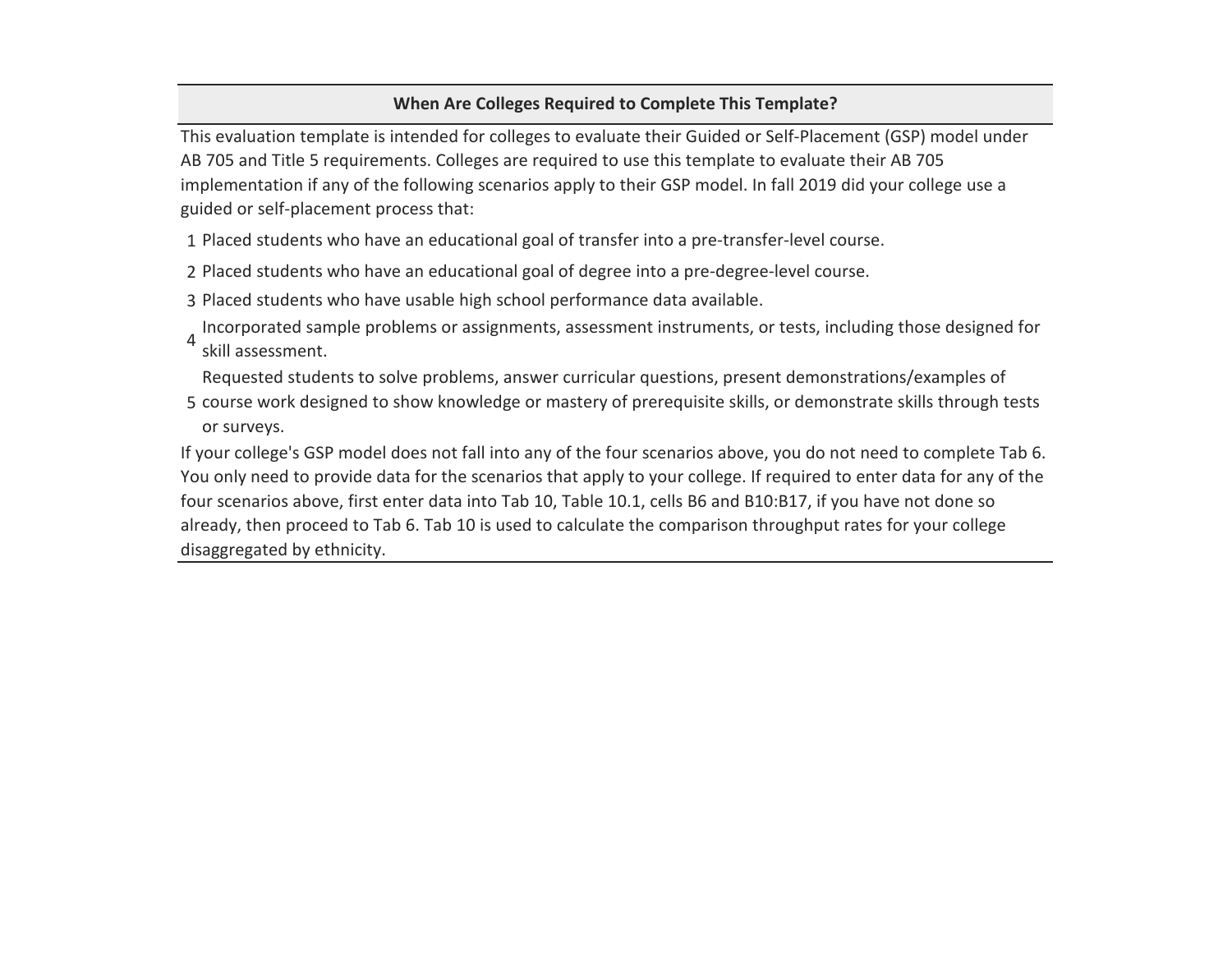## When Are Colleges Required to Complete This Template?

This evaluation template is intended for colleges to evaluate their Guided or Self-Placement (GSP) model under AB 705 and Title 5 requirements. Colleges are required to use this template to evaluate their AB 705 implementation if any of the following scenarios apply to their GSP model. In fall 2019 did your college use a guided or self-placement process that:

1. Placed students who have an educational goal of transfer into a pre-transfer-level course.
2. Placed students who have an educational goal of degree into a pre-degree-level course.
3. Placed students who have usable high school performance data available.
4. Incorporated sample problems or assignments, assessment instruments, or tests, including those designed for skill assessment.
5. Requested students to solve problems, answer curricular questions, present demonstrations/examples of course work designed to show knowledge or mastery of prerequisite skills, or demonstrate skills through tests or surveys.

If your college's GSP model does not fall into any of the four scenarios above, you do not need to complete Tab 6. You only need to provide data for the scenarios that apply to your college. If required to enter data for any of the four scenarios above, first enter data into Tab 10, Table 10.1, cells B6 and B10:B17, if you have not done so already, then proceed to Tab 6. Tab 10 is used to calculate the comparison throughput rates for your college disaggregated by ethnicity.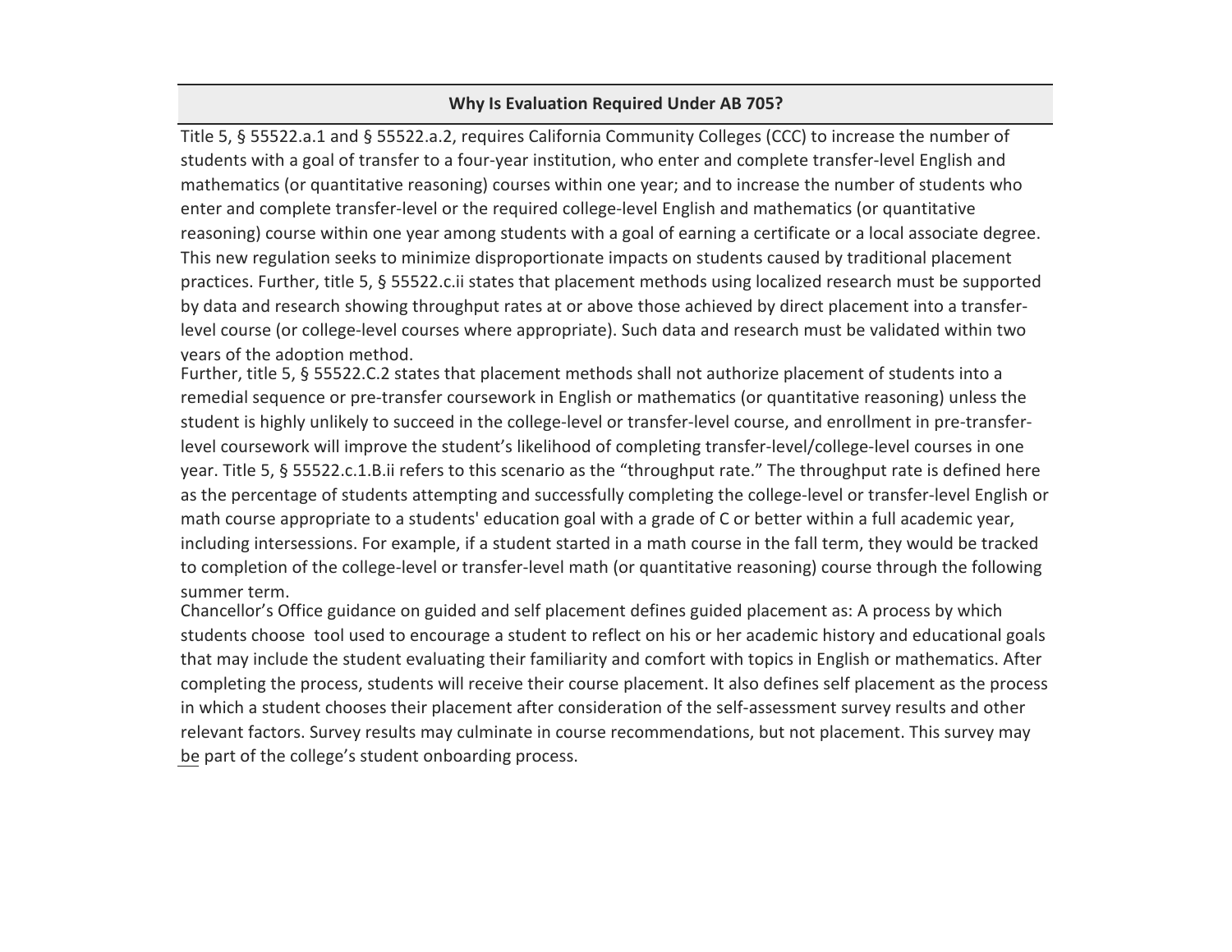## Why Is Evaluation Required Under AB 705?

Title 5, § 55522.a.1 and § 55522.a.2, requires California Community Colleges (CCC) to increase the number of students with a goal of transfer to a four-year institution, who enter and complete transfer-level English and mathematics (or quantitative reasoning) courses within one year; and to increase the number of students who enter and complete transfer-level or the required college-level English and mathematics (or quantitative reasoning) course within one year among students with a goal of earning a certificate or a local associate degree. This new regulation seeks to minimize disproportionate impacts on students caused by traditional placement practices. Further, title 5, § 55522.c.ii states that placement methods using localized research must be supported by data and research showing throughput rates at or above those achieved by direct placement into a transfer-level course (or college-level courses where appropriate). Such data and research must be validated within two years of the adoption method.

Further, title 5, § 55522.C.2 states that placement methods shall not authorize placement of students into a remedial sequence or pre-transfer coursework in English or mathematics (or quantitative reasoning) unless the student is highly unlikely to succeed in the college-level or transfer-level course, and enrollment in pre-transfer-level coursework will improve the student's likelihood of completing transfer-level/college-level courses in one year. Title 5, § 55522.c.1.B.ii refers to this scenario as the "throughput rate." The throughput rate is defined here as the percentage of students attempting and successfully completing the college-level or transfer-level English or math course appropriate to a students' education goal with a grade of C or better within a full academic year, including intersessions. For example, if a student started in a math course in the fall term, they would be tracked to completion of the college-level or transfer-level math (or quantitative reasoning) course through the following summer term.

Chancellor's Office guidance on guided and self placement defines guided placement as: A process by which students choose tool used to encourage a student to reflect on his or her academic history and educational goals that may include the student evaluating their familiarity and comfort with topics in English or mathematics. After completing the process, students will receive their course placement. It also defines self placement as the process in which a student chooses their placement after consideration of the self-assessment survey results and other relevant factors. Survey results may culminate in course recommendations, but not placement. This survey may be part of the college's student onboarding process.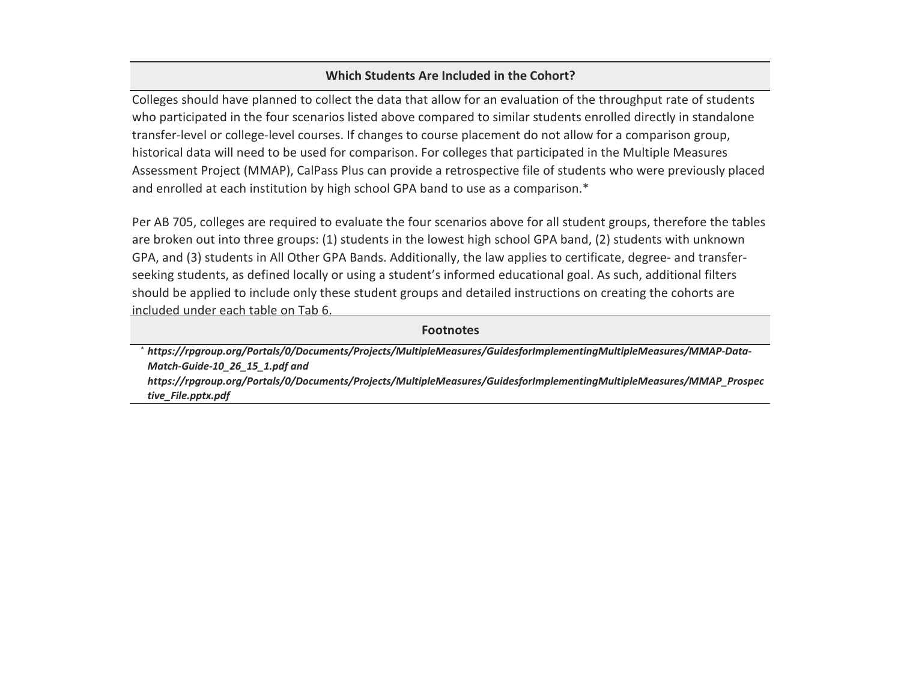## Which Students Are Included in the Cohort?

Colleges should have planned to collect the data that allow for an evaluation of the throughput rate of students who participated in the four scenarios listed above compared to similar students enrolled directly in standalone transfer-level or college-level courses. If changes to course placement do not allow for a comparison group, historical data will need to be used for comparison. For colleges that participated in the Multiple Measures Assessment Project (MMAP), CalPass Plus can provide a retrospective file of students who were previously placed and enrolled at each institution by high school GPA band to use as a comparison.*

Per AB 705, colleges are required to evaluate the four scenarios above for all student groups, therefore the tables are broken out into three groups: (1) students in the lowest high school GPA band, (2) students with unknown GPA, and (3) students in All Other GPA Bands. Additionally, the law applies to certificate, degree- and transfer-seeking students, as defined locally or using a student's informed educational goal. As such, additional filters should be applied to include only these student groups and detailed instructions on creating the cohorts are included under each table on Tab 6.

## Footnotes

\* ***https://rpgroup.org/Portals/0/Documents/Projects/MultipleMeasures/GuidesforImplementingMultipleMeasures/MMAP-Data-Match-Guide-10_26_15_1.pdf and https://rpgroup.org/Portals/0/Documents/Projects/MultipleMeasures/GuidesforImplementingMultipleMeasures/MMAP_Prospective_File.pptx.pdf***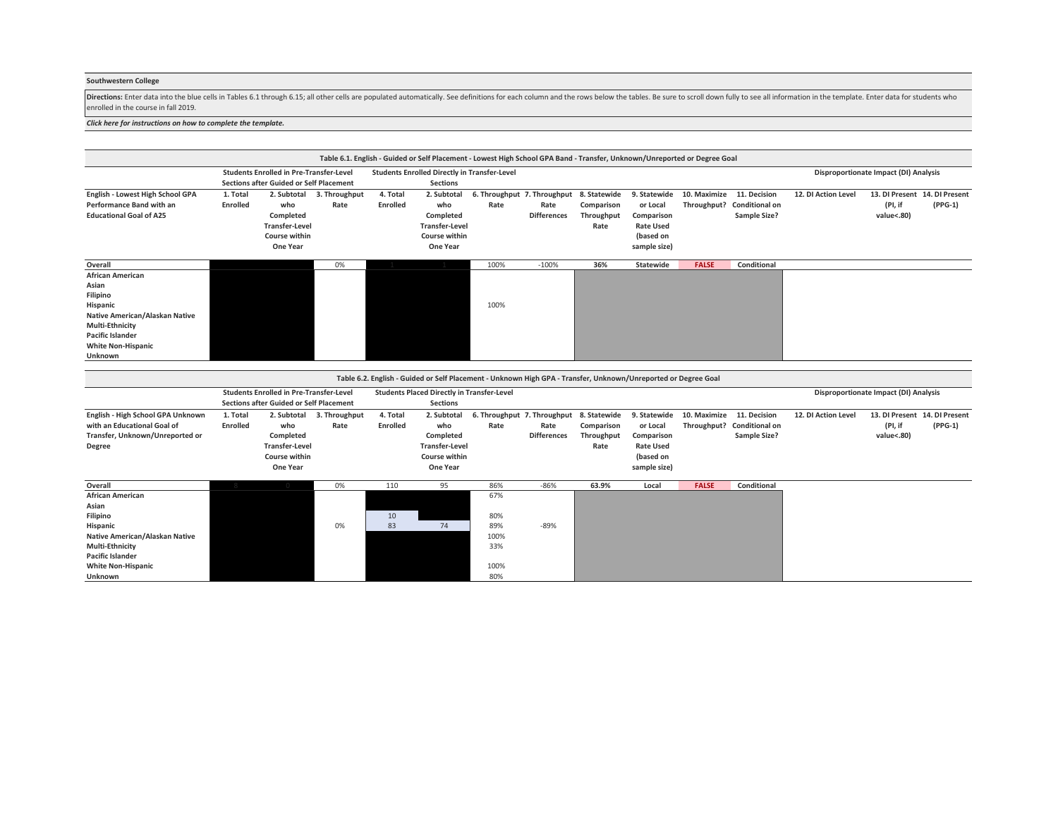**Southwestern College**

**Directions:** Enter data into the blue cells in Tables 6.1 through 6.15; all other cells are populated automatically. See definitions for each column and the rows below the tables. Be sure to scroll down fully to see all information in the template. Enter data for students who enrolled in the course in fall 2019.

***Click here for instructions on how to complete the template.***

**Table 6.1. English - Guided or Self Placement - Lowest High School GPA Band - Transfer, Unknown/Unreported or Degree Goal**

| | Students Enrolled in Pre-Transfer-Level Sections after Guided or Self Placement | | | Students Enrolled Directly in Transfer-Level Sections | | | | | | | | Disproportionate Impact (DI) Analysis | | |
|---|---|---|---|---|---|---|---|---|---|---|---|---|---|---|
| **English - Lowest High School GPA Performance Band with an Educational Goal of A25** | **1. Total Enrolled** | **2. Subtotal who Completed Transfer-Level Course within One Year** | **3. Throughput Rate** | **4. Total Enrolled** | **2. Subtotal who Completed Transfer-Level Course within One Year** | **6. Throughput Rate** | **7. Throughput Rate Differences** | **8. Statewide Comparison Throughput Rate** | **9. Statewide or Local Comparison Rate Used (based on sample size)** | **10. Maximize Throughput?** | **11. Decision Conditional on Sample Size?** | **12. DI Action Level** | **13. DI Present (PI, if value<.80)** | **14. DI Present (PPG-1)** |
| **Overall** | | | 0% | 1 | 1 | 100% | -100% | **36%** | **Statewide** | **FALSE** | **Conditional** | | | |
| **African American** | | | | | | | | | | | | | | |
| **Asian** | | | | | | | | | | | | | | |
| **Filipino** | | | | | | | | | | | | | | |
| **Hispanic** | | | | | | 100% | | | | | | | | |
| **Native American/Alaskan Native** | | | | | | | | | | | | | | |
| **Multi-Ethnicity** | | | | | | | | | | | | | | |
| **Pacific Islander** | | | | | | | | | | | | | | |
| **White Non-Hispanic** | | | | | | | | | | | | | | |
| **Unknown** | | | | | | | | | | | | | | |

**Table 6.2. English - Guided or Self Placement - Unknown High GPA - Transfer, Unknown/Unreported or Degree Goal**

| | Students Enrolled in Pre-Transfer-Level Sections after Guided or Self Placement | | | Students Placed Directly in Transfer-Level Sections | | | | | | | | Disproportionate Impact (DI) Analysis | | |
|---|---|---|---|---|---|---|---|---|---|---|---|---|---|---|
| **English - High School GPA Unknown with an Educational Goal of Transfer, Unknown/Unreported or Degree** | **1. Total Enrolled** | **2. Subtotal who Completed Transfer-Level Course within One Year** | **3. Throughput Rate** | **4. Total Enrolled** | **2. Subtotal who Completed Transfer-Level Course within One Year** | **6. Throughput Rate** | **7. Throughput Rate Differences** | **8. Statewide Comparison Throughput Rate** | **9. Statewide or Local Comparison Rate Used (based on sample size)** | **10. Maximize Throughput?** | **11. Decision Conditional on Sample Size?** | **12. DI Action Level** | **13. DI Present (PI, if value<.80)** | **14. DI Present (PPG-1)** |
| **Overall** | 8 | 0 | 0% | 110 | 95 | 86% | -86% | **63.9%** | **Local** | **FALSE** | **Conditional** | | | |
| **African American** | | | | | | 67% | | | | | | | | |
| **Asian** | | | | | | | | | | | | | | |
| **Filipino** | | | | 10 | | 80% | | | | | | | | |
| **Hispanic** | | | 0% | 83 | 74 | 89% | -89% | | | | | | | |
| **Native American/Alaskan Native** | | | | | | 100% | | | | | | | | |
| **Multi-Ethnicity** | | | | | | 33% | | | | | | | | |
| **Pacific Islander** | | | | | | | | | | | | | | |
| **White Non-Hispanic** | | | | | | 100% | | | | | | | | |
| **Unknown** | | | | | | 80% | | | | | | | | |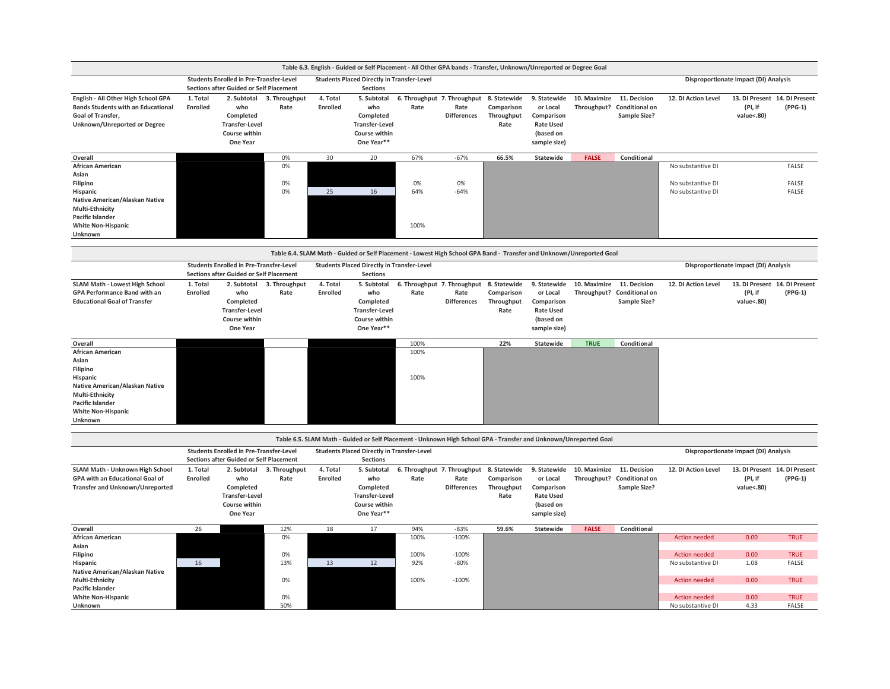| Table 6.3. English - Guided or Self Placement - All Other GPA bands - Transfer, Unknown/Unreported or Degree Goal | | | | | | | | | | | | | | |
|---|---|---|---|---|---|---|---|---|---|---|---|---|---|---|
| | Students Enrolled in Pre-Transfer-Level Sections after Guided or Self Placement | | | Students Placed Directly in Transfer-Level Sections | | | | | | | | Disproportionate Impact (DI) Analysis | | |
| English - All Other High School GPA Bands Students with an Educational Goal of Transfer, Unknown/Unreported or Degree | 1. Total Enrolled | 2. Subtotal who Completed Transfer-Level Course within One Year | 3. Throughput Rate | 4. Total Enrolled | 5. Subtotal who Completed Transfer-Level Course within One Year** | 6. Throughput Rate | 7. Throughput Rate Differences | 8. Statewide Comparison Throughput Rate | 9. Statewide or Local Comparison Rate Used (based on sample size) | 10. Maximize Throughput? | 11. Decision Conditional on Sample Size? | 12. DI Action Level | 13. DI Present (PI, if value<.80) | 14. DI Present (PPG-1) |
| Overall | | | 0% | 30 | 20 | 67% | -67% | 66.5% | Statewide | FALSE | Conditional | | | |
| African American | | | 0% | | | | | | | | | No substantive DI | | FALSE |
| Asian | | | | | | | | | | | | | | |
| Filipino | | | 0% | | | 0% | 0% | | | | | No substantive DI | | FALSE |
| Hispanic | | | 0% | 25 | 16 | 64% | -64% | | | | | No substantive DI | | FALSE |
| Native American/Alaskan Native | | | | | | | | | | | | | | |
| Multi-Ethnicity | | | | | | | | | | | | | | |
| Pacific Islander | | | | | | | | | | | | | | |
| White Non-Hispanic | | | | | | 100% | | | | | | | | |
| Unknown | | | | | | | | | | | | | | |

| Table 6.4. SLAM Math - Guided or Self Placement - Lowest High School GPA Band - Transfer and Unknown/Unreported Goal | | | | | | | | | | | | | | |
|---|---|---|---|---|---|---|---|---|---|---|---|---|---|---|
| | Students Enrolled in Pre-Transfer-Level Sections after Guided or Self Placement | | | Students Placed Directly in Transfer-Level Sections | | | | | | | | Disproportionate Impact (DI) Analysis | | |
| SLAM Math - Lowest High School GPA Performance Band with an Educational Goal of Transfer | 1. Total Enrolled | 2. Subtotal who Completed Transfer-Level Course within One Year | 3. Throughput Rate | 4. Total Enrolled | 5. Subtotal who Completed Transfer-Level Course within One Year** | 6. Throughput Rate | 7. Throughput Rate Differences | 8. Statewide Comparison Throughput Rate | 9. Statewide or Local Comparison Rate Used (based on sample size) | 10. Maximize Throughput? | 11. Decision Conditional on Sample Size? | 12. DI Action Level | 13. DI Present (PI, if value<.80) | 14. DI Present (PPG-1) |
| Overall | | | | | | 100% | | 22% | Statewide | TRUE | Conditional | | | |
| African American | | | | | | 100% | | | | | | | | |
| Asian | | | | | | | | | | | | | | |
| Filipino | | | | | | | | | | | | | | |
| Hispanic | | | | | | 100% | | | | | | | | |
| Native American/Alaskan Native | | | | | | | | | | | | | | |
| Multi-Ethnicity | | | | | | | | | | | | | | |
| Pacific Islander | | | | | | | | | | | | | | |
| White Non-Hispanic | | | | | | | | | | | | | | |
| Unknown | | | | | | | | | | | | | | |

| Table 6.5. SLAM Math - Guided or Self Placement - Unknown High School GPA - Transfer and Unknown/Unreported Goal | | | | | | | | | | | | | | |
|---|---|---|---|---|---|---|---|---|---|---|---|---|---|---|
| | Students Enrolled in Pre-Transfer-Level Sections after Guided or Self Placement | | | Students Placed Directly in Transfer-Level Sections | | | | | | | | Disproportionate Impact (DI) Analysis | | |
| SLAM Math - Unknown High School GPA with an Educational Goal of Transfer and Unknown/Unreported | 1. Total Enrolled | 2. Subtotal who Completed Transfer-Level Course within One Year | 3. Throughput Rate | 4. Total Enrolled | 5. Subtotal who Completed Transfer-Level Course within One Year** | 6. Throughput Rate | 7. Throughput Rate Differences | 8. Statewide Comparison Throughput Rate | 9. Statewide or Local Comparison Rate Used (based on sample size) | 10. Maximize Throughput? | 11. Decision Conditional on Sample Size? | 12. DI Action Level | 13. DI Present (PI, if value<.80) | 14. DI Present (PPG-1) |
| Overall | 26 | | 12% | 18 | 17 | 94% | -83% | 59.6% | Statewide | FALSE | Conditional | | | |
| African American | | | 0% | | | 100% | -100% | | | | | Action needed | 0.00 | TRUE |
| Asian | | | | | | | | | | | | | | |
| Filipino | | | 0% | | | 100% | -100% | | | | | Action needed | 0.00 | TRUE |
| Hispanic | 16 | | 13% | 13 | 12 | 92% | -80% | | | | | No substantive DI | 1.08 | FALSE |
| Native American/Alaskan Native | | | | | | | | | | | | | | |
| Multi-Ethnicity | | | 0% | | | 100% | -100% | | | | | Action needed | 0.00 | TRUE |
| Pacific Islander | | | | | | | | | | | | | | |
| White Non-Hispanic | | | 0% | | | | | | | | | Action needed | 0.00 | TRUE |
| Unknown | | | 50% | | | | | | | | | No substantive DI | 4.33 | FALSE |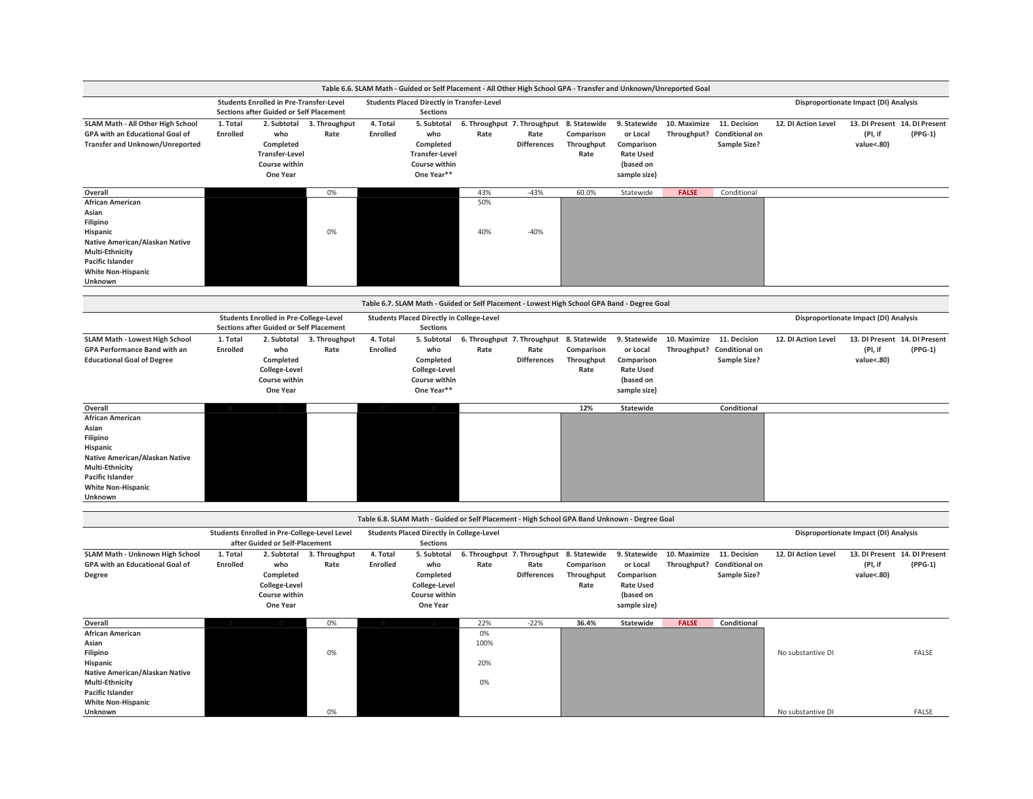| Table 6.6. SLAM Math - Guided or Self Placement - All Other High School GPA - Transfer and Unknown/Unreported Goal | | | | | | | | | | | | | | |
|---|---|---|---|---|---|---|---|---|---|---|---|---|---|---|
| | Students Enrolled in Pre-Transfer-Level Sections after Guided or Self Placement | | | Students Placed Directly in Transfer-Level Sections | | | | | | | | Disproportionate Impact (DI) Analysis | | |
| SLAM Math - All Other High School GPA with an Educational Goal of Transfer and Unknown/Unreported | 1. Total Enrolled | 2. Subtotal who Completed Transfer-Level Course within One Year | 3. Throughput Rate | 4. Total Enrolled | 5. Subtotal who Completed Transfer-Level Course within One Year** | 6. Throughput Rate | 7. Throughput Rate Differences | 8. Statewide Comparison Throughput Rate | 9. Statewide or Local Comparison Rate Used (based on sample size) | 10. Maximize Throughput? | 11. Decision Conditional on Sample Size? | 12. DI Action Level | 13. DI Present (PI, if value<.80) | 14. DI Present (PPG-1) |
| Overall | | | 0% | | | 43% | -43% | 60.0% | Statewide | FALSE | Conditional | | | |
| African American | | | | | | 50% | | | | | | | | |
| Asian | | | | | | | | | | | | | | |
| Filipino | | | | | | | | | | | | | | |
| Hispanic | | | 0% | | | 40% | -40% | | | | | | | |
| Native American/Alaskan Native | | | | | | | | | | | | | | |
| Multi-Ethnicity | | | | | | | | | | | | | | |
| Pacific Islander | | | | | | | | | | | | | | |
| White Non-Hispanic | | | | | | | | | | | | | | |
| Unknown | | | | | | | | | | | | | | |

| Table 6.7. SLAM Math - Guided or Self Placement - Lowest High School GPA Band - Degree Goal | | | | | | | | | | | | | | |
|---|---|---|---|---|---|---|---|---|---|---|---|---|---|---|
| | Students Enrolled in Pre-College-Level Sections after Guided or Self Placement | | | Students Placed Directly in College-Level Sections | | | | | | | | Disproportionate Impact (DI) Analysis | | |
| SLAM Math - Lowest High School GPA Performance Band with an Educational Goal of Degree | 1. Total Enrolled | 2. Subtotal who Completed College-Level Course within One Year | 3. Throughput Rate | 4. Total Enrolled | 5. Subtotal who Completed College-Level Course within One Year** | 6. Throughput Rate | 7. Throughput Rate Differences | 8. Statewide Comparison Throughput Rate | 9. Statewide or Local Comparison Rate Used (based on sample size) | 10. Maximize Throughput? | 11. Decision Conditional on Sample Size? | 12. DI Action Level | 13. DI Present (PI, if value<.80) | 14. DI Present (PPG-1) |
| Overall | 0 | 0 | | 0 | 0 | | | 12% | Statewide | | Conditional | | | |
| African American | | | | | | | | | | | | | | |
| Asian | | | | | | | | | | | | | | |
| Filipino | | | | | | | | | | | | | | |
| Hispanic | | | | | | | | | | | | | | |
| Native American/Alaskan Native | | | | | | | | | | | | | | |
| Multi-Ethnicity | | | | | | | | | | | | | | |
| Pacific Islander | | | | | | | | | | | | | | |
| White Non-Hispanic | | | | | | | | | | | | | | |
| Unknown | | | | | | | | | | | | | | |

| Table 6.8. SLAM Math - Guided or Self Placement - High School GPA Band Unknown - Degree Goal | | | | | | | | | | | | | | |
|---|---|---|---|---|---|---|---|---|---|---|---|---|---|---|
| | Students Enrolled in Pre-College-Level Level after Guided or Self-Placement | | | Students Placed Directly in College-Level Sections | | | | | | | | Disproportionate Impact (DI) Analysis | | |
| SLAM Math - Unknown High School GPA with an Educational Goal of Degree | 1. Total Enrolled | 2. Subtotal who Completed College-Level Course within One Year | 3. Throughput Rate | 4. Total Enrolled | 5. Subtotal who Completed College-Level Course within One Year | 6. Throughput Rate | 7. Throughput Rate Differences | 8. Statewide Comparison Throughput Rate | 9. Statewide or Local Comparison Rate Used (based on sample size) | 10. Maximize Throughput? | 11. Decision Conditional on Sample Size? | 12. DI Action Level | 13. DI Present (PI, if value<.80) | 14. DI Present (PPG-1) |
| Overall | 2 | 0 | 0% | 9 | 2 | 22% | -22% | 36.4% | Statewide | FALSE | Conditional | | | |
| African American | | | | | | 0% | | | | | | | | |
| Asian | | | | | | 100% | | | | | | | | |
| Filipino | | | 0% | | | | | | | | | No substantive DI | | FALSE |
| Hispanic | | | | | | 20% | | | | | | | | |
| Native American/Alaskan Native | | | | | | | | | | | | | | |
| Multi-Ethnicity | | | | | | 0% | | | | | | | | |
| Pacific Islander | | | | | | | | | | | | | | |
| White Non-Hispanic | | | | | | | | | | | | | | |
| Unknown | | | 0% | | | | | | | | | No substantive DI | | FALSE |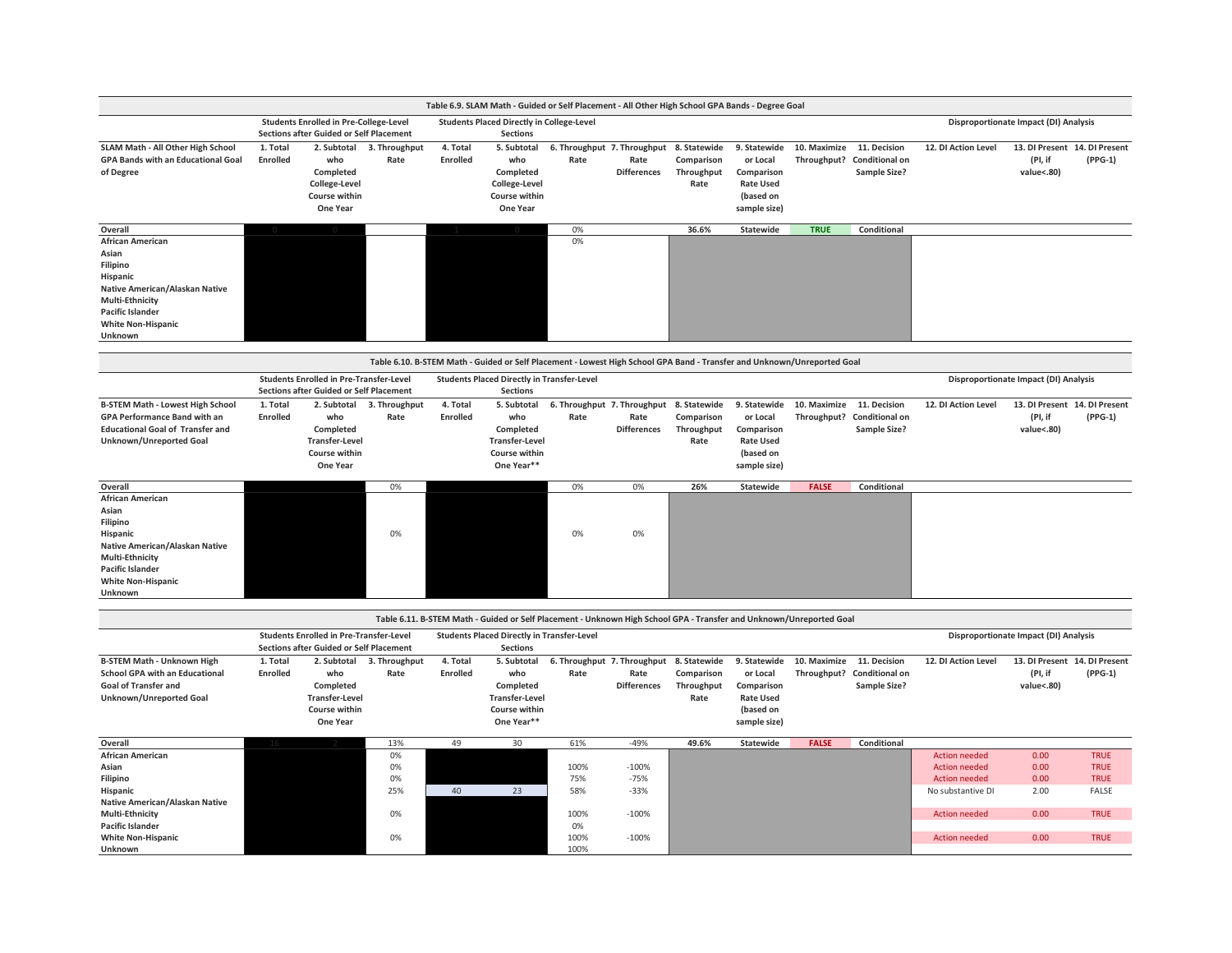**Table 6.9. SLAM Math - Guided or Self Placement - All Other High School GPA Bands - Degree Goal**

| | Students Enrolled in Pre-College-Level Sections after Guided or Self Placement | | | Students Placed Directly in College-Level Sections | | | | | | | | Disproportionate Impact (DI) Analysis | | |
|---|---|---|---|---|---|---|---|---|---|---|---|---|---|---|
| SLAM Math - All Other High School GPA Bands with an Educational Goal of Degree | 1. Total Enrolled | 2. Subtotal who Completed College-Level Course within One Year | 3. Throughput Rate | 4. Total Enrolled | 5. Subtotal who Completed College-Level Course within One Year | 6. Throughput Rate | 7. Throughput Rate Differences | 8. Statewide Comparison Throughput Rate | 9. Statewide or Local Comparison Rate Used (based on sample size) | 10. Maximize Throughput? | 11. Decision Conditional on Sample Size? | 12. DI Action Level | 13. DI Present (PI, if value<.80) | 14. DI Present (PPG-1) |
| Overall | 0 | 0 | | 1 | 0 | 0% | | 36.6% | Statewide | TRUE | Conditional | | | |
| African American | | | | | | 0% | | | | | | | | |
| Asian | | | | | | | | | | | | | | |
| Filipino | | | | | | | | | | | | | | |
| Hispanic | | | | | | | | | | | | | | |
| Native American/Alaskan Native | | | | | | | | | | | | | | |
| Multi-Ethnicity | | | | | | | | | | | | | | |
| Pacific Islander | | | | | | | | | | | | | | |
| White Non-Hispanic | | | | | | | | | | | | | | |
| Unknown | | | | | | | | | | | | | | |

**Table 6.10. B-STEM Math - Guided or Self Placement - Lowest High School GPA Band - Transfer and Unknown/Unreported Goal**

| | Students Enrolled in Pre-Transfer-Level Sections after Guided or Self Placement | | | Students Placed Directly in Transfer-Level Sections | | | | | | | | Disproportionate Impact (DI) Analysis | | |
|---|---|---|---|---|---|---|---|---|---|---|---|---|---|---|
| B-STEM Math - Lowest High School GPA Performance Band with an Educational Goal of Transfer and Unknown/Unreported Goal | 1. Total Enrolled | 2. Subtotal who Completed Transfer-Level Course within One Year | 3. Throughput Rate | 4. Total Enrolled | 5. Subtotal who Completed Transfer-Level Course within One Year** | 6. Throughput Rate | 7. Throughput Rate Differences | 8. Statewide Comparison Throughput Rate | 9. Statewide or Local Comparison Rate Used (based on sample size) | 10. Maximize Throughput? | 11. Decision Conditional on Sample Size? | 12. DI Action Level | 13. DI Present (PI, if value<.80) | 14. DI Present (PPG-1) |
| Overall | | | 0% | | | 0% | 0% | 26% | Statewide | FALSE | Conditional | | | |
| African American | | | | | | | | | | | | | | |
| Asian | | | | | | | | | | | | | | |
| Filipino | | | | | | | | | | | | | | |
| Hispanic | | | 0% | | | 0% | 0% | | | | | | | |
| Native American/Alaskan Native | | | | | | | | | | | | | | |
| Multi-Ethnicity | | | | | | | | | | | | | | |
| Pacific Islander | | | | | | | | | | | | | | |
| White Non-Hispanic | | | | | | | | | | | | | | |
| Unknown | | | | | | | | | | | | | | |

**Table 6.11. B-STEM Math - Guided or Self Placement - Unknown High School GPA - Transfer and Unknown/Unreported Goal**

| | Students Enrolled in Pre-Transfer-Level Sections after Guided or Self Placement | | | Students Placed Directly in Transfer-Level Sections | | | | | | | | Disproportionate Impact (DI) Analysis | | |
|---|---|---|---|---|---|---|---|---|---|---|---|---|---|---|
| B-STEM Math - Unknown High School GPA with an Educational Goal of Transfer and Unknown/Unreported Goal | 1. Total Enrolled | 2. Subtotal who Completed Transfer-Level Course within One Year | 3. Throughput Rate | 4. Total Enrolled | 5. Subtotal who Completed Transfer-Level Course within One Year** | 6. Throughput Rate | 7. Throughput Rate Differences | 8. Statewide Comparison Throughput Rate | 9. Statewide or Local Comparison Rate Used (based on sample size) | 10. Maximize Throughput? | 11. Decision Conditional on Sample Size? | 12. DI Action Level | 13. DI Present (PI, if value<.80) | 14. DI Present (PPG-1) |
| Overall | 16 | 2 | 13% | 49 | 30 | 61% | -49% | 49.6% | Statewide | FALSE | Conditional | | | |
| African American | | | 0% | | | | | | | | | Action needed | 0.00 | TRUE |
| Asian | | | 0% | | | 100% | -100% | | | | | Action needed | 0.00 | TRUE |
| Filipino | | | 0% | | | 75% | -75% | | | | | Action needed | 0.00 | TRUE |
| Hispanic | | | 25% | 40 | 23 | 58% | -33% | | | | | No substantive DI | 2.00 | FALSE |
| Native American/Alaskan Native | | | | | | | | | | | | | | |
| Multi-Ethnicity | | | 0% | | | 100% | -100% | | | | | Action needed | 0.00 | TRUE |
| Pacific Islander | | | | | | 0% | | | | | | | | |
| White Non-Hispanic | | | 0% | | | 100% | -100% | | | | | Action needed | 0.00 | TRUE |
| Unknown | | | | | | 100% | | | | | | | | |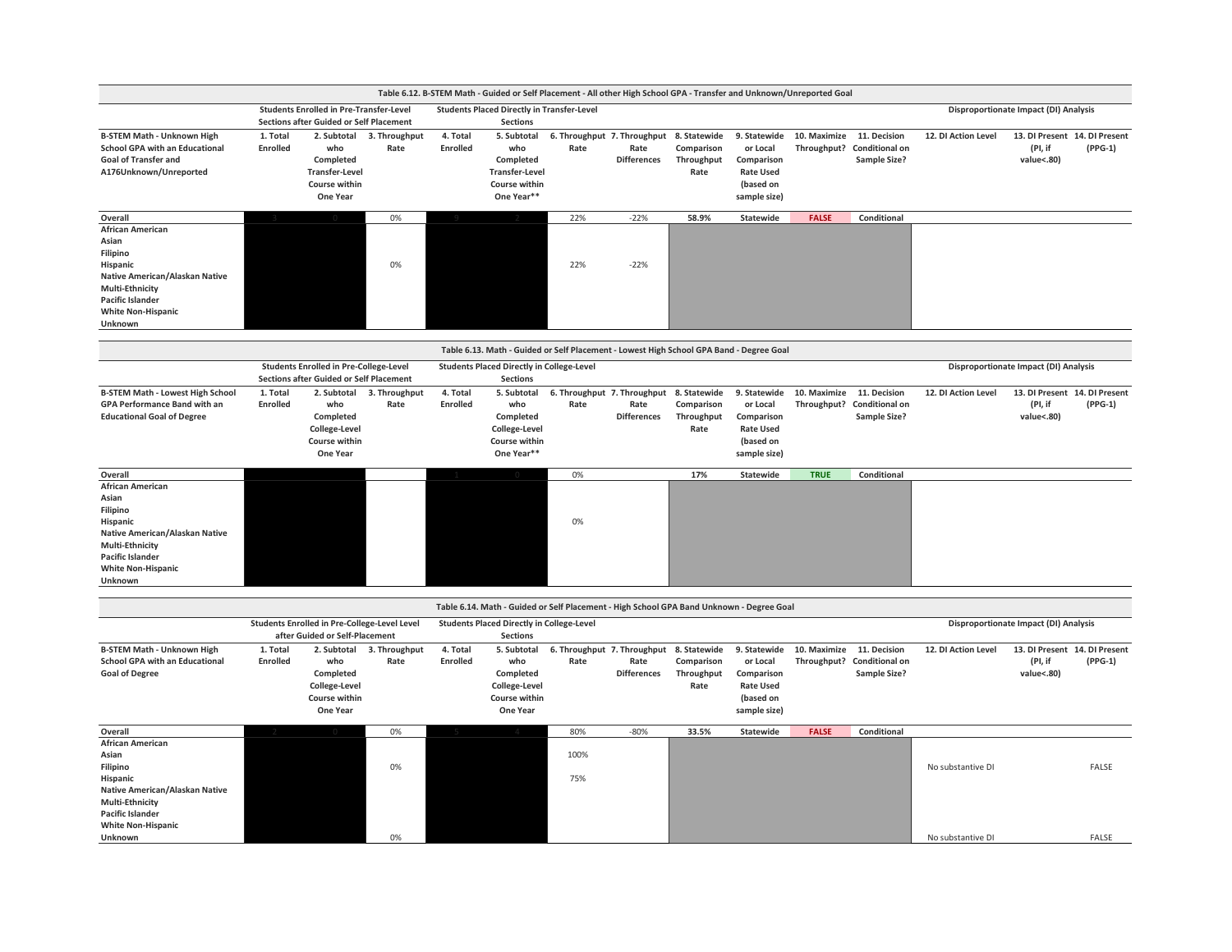| Table 6.12. B-STEM Math - Guided or Self Placement - All other High School GPA - Transfer and Unknown/Unreported Goal | | | | | | | | | | | | | | |
|---|---|---|---|---|---|---|---|---|---|---|---|---|---|---|
| | Students Enrolled in Pre-Transfer-Level Sections after Guided or Self Placement | | | Students Placed Directly in Transfer-Level Sections | | | | | | | | Disproportionate Impact (DI) Analysis | | |
| B-STEM Math - Unknown High School GPA with an Educational Goal of Transfer and A176Unknown/Unreported | 1. Total Enrolled | 2. Subtotal who Completed Transfer-Level Course within One Year | 3. Throughput Rate | 4. Total Enrolled | 5. Subtotal who Completed Transfer-Level Course within One Year** | 6. Throughput Rate | 7. Throughput Rate Differences | 8. Statewide Comparison Throughput Rate | 9. Statewide or Local Comparison Rate Used (based on sample size) | 10. Maximize Throughput? | 11. Decision Conditional on Sample Size? | 12. DI Action Level | 13. DI Present (PI, if value<.80) | 14. DI Present (PPG-1) |
| Overall | 3 | 0 | 0% | 9 | 2 | 22% | -22% | 58.9% | Statewide | FALSE | Conditional | | | |
| African American | | | | | | | | | | | | | | |
| Asian | | | | | | | | | | | | | | |
| Filipino | | | | | | | | | | | | | | |
| Hispanic | | | 0% | | | 22% | -22% | | | | | | | |
| Native American/Alaskan Native | | | | | | | | | | | | | | |
| Multi-Ethnicity | | | | | | | | | | | | | | |
| Pacific Islander | | | | | | | | | | | | | | |
| White Non-Hispanic | | | | | | | | | | | | | | |
| Unknown | | | | | | | | | | | | | | |

| Table 6.13. Math - Guided or Self Placement - Lowest High School GPA Band - Degree Goal | | | | | | | | | | | | | | |
|---|---|---|---|---|---|---|---|---|---|---|---|---|---|---|
| | Students Enrolled in Pre-College-Level Sections after Guided or Self Placement | | | Students Placed Directly in College-Level Sections | | | | | | | | Disproportionate Impact (DI) Analysis | | |
| B-STEM Math - Lowest High School GPA Performance Band with an Educational Goal of Degree | 1. Total Enrolled | 2. Subtotal who Completed College-Level Course within One Year | 3. Throughput Rate | 4. Total Enrolled | 5. Subtotal who Completed College-Level Course within One Year** | 6. Throughput Rate | 7. Throughput Rate Differences | 8. Statewide Comparison Throughput Rate | 9. Statewide or Local Comparison Rate Used (based on sample size) | 10. Maximize Throughput? | 11. Decision Conditional on Sample Size? | 12. DI Action Level | 13. DI Present (PI, if value<.80) | 14. DI Present (PPG-1) |
| Overall | | | | 1 | 0 | 0% | | 17% | Statewide | TRUE | Conditional | | | |
| African American | | | | | | | | | | | | | | |
| Asian | | | | | | | | | | | | | | |
| Filipino | | | | | | | | | | | | | | |
| Hispanic | | | | | | 0% | | | | | | | | |
| Native American/Alaskan Native | | | | | | | | | | | | | | |
| Multi-Ethnicity | | | | | | | | | | | | | | |
| Pacific Islander | | | | | | | | | | | | | | |
| White Non-Hispanic | | | | | | | | | | | | | | |
| Unknown | | | | | | | | | | | | | | |

| Table 6.14. Math - Guided or Self Placement - High School GPA Band Unknown - Degree Goal | | | | | | | | | | | | | | |
|---|---|---|---|---|---|---|---|---|---|---|---|---|---|---|
| | Students Enrolled in Pre-College-Level Level after Guided or Self-Placement | | | Students Placed Directly in College-Level Sections | | | | | | | | Disproportionate Impact (DI) Analysis | | |
| B-STEM Math - Unknown High School GPA with an Educational Goal of Degree | 1. Total Enrolled | 2. Subtotal who Completed College-Level Course within One Year | 3. Throughput Rate | 4. Total Enrolled | 5. Subtotal who Completed College-Level Course within One Year | 6. Throughput Rate | 7. Throughput Rate Differences | 8. Statewide Comparison Throughput Rate | 9. Statewide or Local Comparison Rate Used (based on sample size) | 10. Maximize Throughput? | 11. Decision Conditional on Sample Size? | 12. DI Action Level | 13. DI Present (PI, if value<.80) | 14. DI Present (PPG-1) |
| Overall | 2 | 0 | 0% | 5 | 4 | 80% | -80% | 33.5% | Statewide | FALSE | Conditional | | | |
| African American | | | | | | | | | | | | | | |
| Asian | | | | | | 100% | | | | | | | | |
| Filipino | | | 0% | | | | | | | | | No substantive DI | | FALSE |
| Hispanic | | | | | | 75% | | | | | | | | |
| Native American/Alaskan Native | | | | | | | | | | | | | | |
| Multi-Ethnicity | | | | | | | | | | | | | | |
| Pacific Islander | | | | | | | | | | | | | | |
| White Non-Hispanic | | | | | | | | | | | | | | |
| Unknown | | | 0% | | | | | | | | | No substantive DI | | FALSE |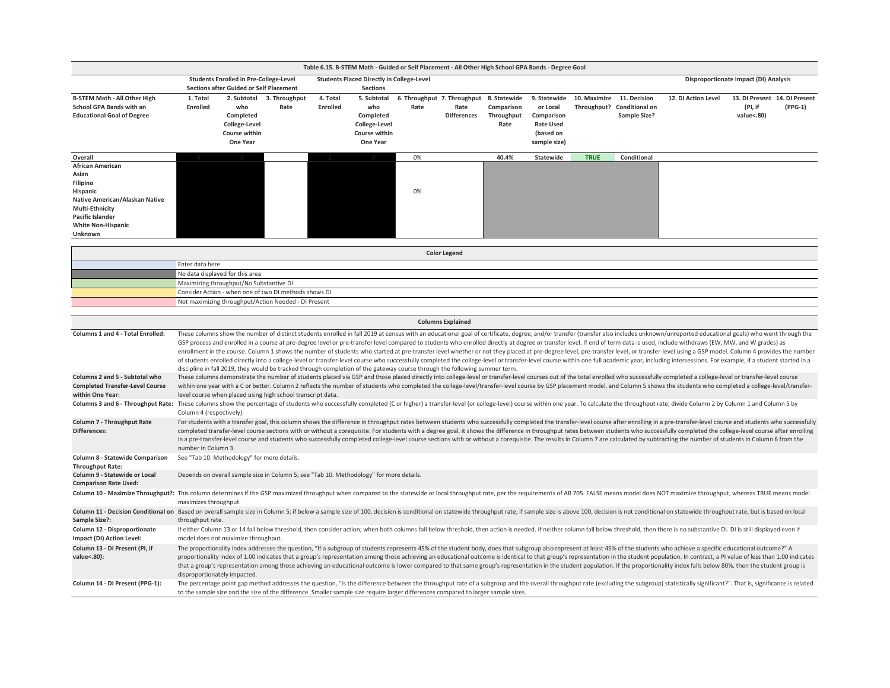**Table 6.15. B-STEM Math - Guided or Self Placement - All Other High School GPA Bands - Degree Goal**

| | Students Enrolled in Pre-College-Level Sections after Guided or Self Placement | | | Students Placed Directly in College-Level Sections | | | | | | | | Disproportionate Impact (DI) Analysis | | |
|---|---|---|---|---|---|---|---|---|---|---|---|---|---|---|
| B-STEM Math - All Other High School GPA Bands with an Educational Goal of Degree | 1. Total Enrolled | 2. Subtotal who Completed College-Level Course within One Year | 3. Throughput Rate | 4. Total Enrolled | 5. Subtotal who Completed College-Level Course within One Year | 6. Throughput Rate | 7. Throughput Rate Differences | 8. Statewide Comparison Throughput Rate | 9. Statewide or Local Comparison Rate Used (based on sample size) | 10. Maximize Throughput? | 11. Decision Conditional on Sample Size? | 12. DI Action Level | 13. DI Present (PI, if value<.80) | 14. DI Present (PPG-1) |
| Overall | 0 | 0 | | 1 | 0 | 0% | | 40.4% | Statewide | TRUE | Conditional | | | |
| African American | | | | | | | | | | | | | | |
| Asian | | | | | | | | | | | | | | |
| Filipino | | | | | | | | | | | | | | |
| Hispanic | | | | | | 0% | | | | | | | | |
| Native American/Alaskan Native | | | | | | | | | | | | | | |
| Multi-Ethnicity | | | | | | | | | | | | | | |
| Pacific Islander | | | | | | | | | | | | | | |
| White Non-Hispanic | | | | | | | | | | | | | | |
| Unknown | | | | | | | | | | | | | | |

**Color Legend**

| Color | Meaning |
|---|---|
| (light blue) | Enter data here |
| (gray) | No data displayed for this area |
| (green) | Maximizing throughput/No Substantive DI |
| (yellow) | Consider Action - when one of two DI methods shows DI |
| (pink) | Not maximizing throughput/Action Needed - DI Present |

**Columns Explained**

| Column | Explanation |
|---|---|
| Columns 1 and 4 - Total Enrolled: | These columns show the number of distinct students enrolled in fall 2019 at census with an educational goal of certificate, degree, and/or transfer (transfer also includes unknown/unreported educational goals) who went through the GSP process and enrolled in a course at pre-degree level or pre-transfer level compared to students who enrolled directly at degree or transfer level. If end of term data is used, include withdraws (EW, MW, and W grades) as enrollment in the course. Column 1 shows the number of students who started at pre-transfer level whether or not they placed at pre-degree level, pre-transfer level, or transfer-level using a GSP model. Column 4 provides the number of students enrolled directly into a college-level or transfer-level course who successfully completed the college-level or transfer-level course within one full academic year, including intersessions. For example, if a student started in a discipline in fall 2019, they would be tracked through completion of the gateway course through the following summer term. |
| Columns 2 and 5 - Subtotal who Completed Transfer-Level Course within One Year: | These columns demonstrate the number of students placed via GSP and those placed directly into college-level or transfer-level courses out of the total enrolled who successfully completed a college-level or transfer-level course within one year with a C or better. Column 2 reflects the number of students who completed the college-level/transfer-level course by GSP placement model, and Column 5 shows the students who completed a college-level/transfer-level course when placed using high school transcript data. |
| Columns 3 and 6 - Throughput Rate: | These columns show the percentage of students who successfully completed (C or higher) a transfer-level (or college-level) course within one year. To calculate the throughput rate, divide Column 2 by Column 1 and Column 5 by Column 4 (respectively). |
| Column 7 - Throughput Rate Differences: | For students with a transfer goal, this column shows the difference in throughput rates between students who successfully completed the transfer-level course after enrolling in a pre-transfer-level course and students who successfully completed transfer-level course sections with or without a corequisite. For students with a degree goal, it shows the difference in throughput rates between students who successfully completed the college-level course after enrolling in a pre-transfer-level course and students who successfully completed college-level course sections with or without a corequisite. The results in Column 7 are calculated by subtracting the number of students in Column 6 from the number in Column 3. |
| Column 8 - Statewide Comparison Throughput Rate: | See "Tab 10. Methodology" for more details. |
| Column 9 - Statewide or Local Comparison Rate Used: | Depends on overall sample size in Column 5; see "Tab 10. Methodology" for more details. |
| Column 10 - Maximize Throughput?: | This column determines if the GSP maximized throughput when compared to the statewide or local throughput rate, per the requirements of AB 705. FALSE means model does NOT maximize throughput, whereas TRUE means model maximizes throughput. |
| Column 11 - Decision Conditional on Sample Size?: | Based on overall sample size in Column 5; if below a sample size of 100, decision is conditional on statewide throughput rate; if sample size is above 100, decision is not conditional on statewide throughput rate, but is based on local throughput rate. |
| Column 12 - Disproportionate Impact (DI) Action Level: | If either Column 13 or 14 fall below threshold, then consider action; when both columns fall below threshold, then action is needed. If neither column fall below threshold, then there is no substantive DI. DI is still displayed even if model does not maximize throughput. |
| Column 13 - DI Present (PI, if value<.80): | The proportionality index addresses the question, "If a subgroup of students represents 45% of the student body, does that subgroup also represent at least 45% of the students who achieve a specific educational outcome?" A proportionality index of 1.00 indicates that a group's representation among those achieving an educational outcome is identical to that group's representation in the student population. In contrast, a PI value of less than 1.00 indicates that a group's representation among those achieving an educational outcome is lower compared to that same group's representation in the student population. If the proportionality index falls below 80%, then the student group is disproportionately impacted. |
| Column 14 - DI Present (PPG-1): | The percentage point gap method addresses the question, "Is the difference between the throughput rate of a subgroup and the overall throughput rate (excluding the subgroup) statistically significant?". That is, significance is related to the sample size and the size of the difference. Smaller sample size require larger differences compared to larger sample sizes. |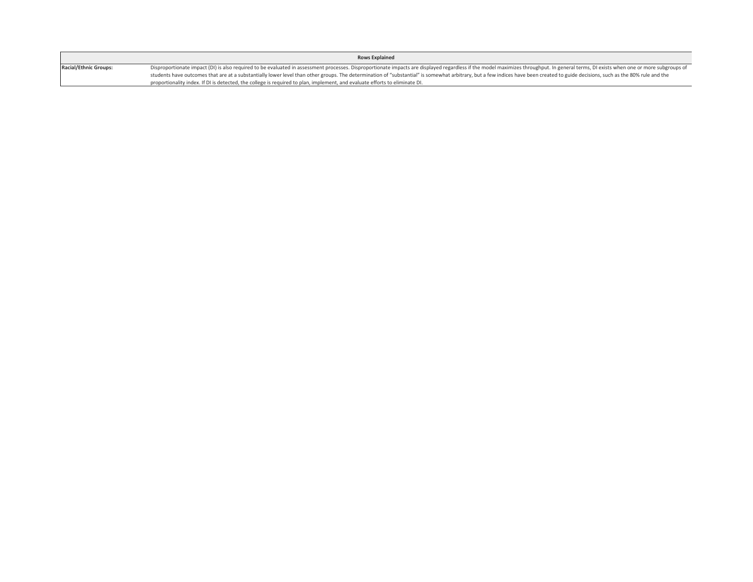| Rows Explained | |
|---|---|
| **Racial/Ethnic Groups:** | Disproportionate impact (DI) is also required to be evaluated in assessment processes. Disproportionate impacts are displayed regardless if the model maximizes throughput. In general terms, DI exists when one or more subgroups of students have outcomes that are at a substantially lower level than other groups. The determination of "substantial" is somewhat arbitrary, but a few indices have been created to guide decisions, such as the 80% rule and the proportionality index. If DI is detected, the college is required to plan, implement, and evaluate efforts to eliminate DI. |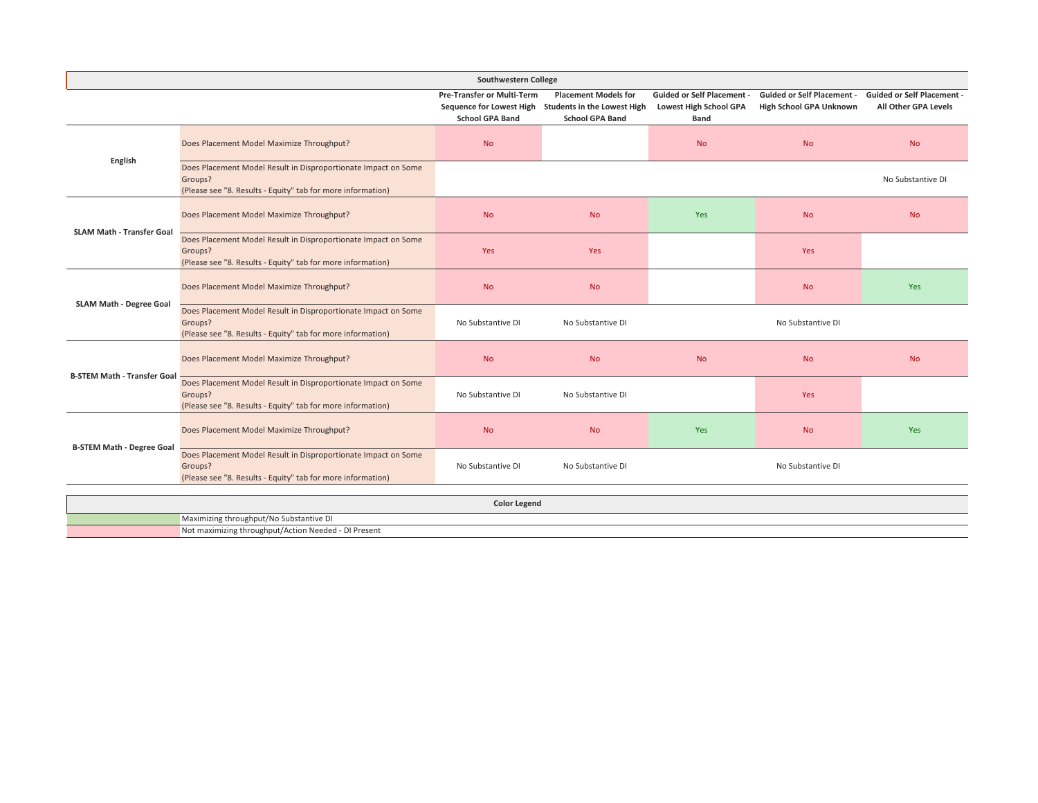| Southwestern College | | | | | | |
|---|---|---|---|---|---|---|
| | | Pre-Transfer or Multi-Term Sequence for Lowest High School GPA Band | Placement Models for Students in the Lowest High School GPA Band | Guided or Self Placement - Lowest High School GPA Band | Guided or Self Placement - High School GPA Unknown | Guided or Self Placement - All Other GPA Levels |
| **English** | Does Placement Model Maximize Throughput? | No | | No | No | No |
| | Does Placement Model Result in Disproportionate Impact on Some Groups? (Please see "8. Results - Equity" tab for more information) | | | | | No Substantive DI |
| **SLAM Math - Transfer Goal** | Does Placement Model Maximize Throughput? | No | No | Yes | No | No |
| | Does Placement Model Result in Disproportionate Impact on Some Groups? (Please see "8. Results - Equity" tab for more information) | Yes | Yes | | Yes | |
| **SLAM Math - Degree Goal** | Does Placement Model Maximize Throughput? | No | No | | No | Yes |
| | Does Placement Model Result in Disproportionate Impact on Some Groups? (Please see "8. Results - Equity" tab for more information) | No Substantive DI | No Substantive DI | | No Substantive DI | |
| **B-STEM Math - Transfer Goal** | Does Placement Model Maximize Throughput? | No | No | No | No | No |
| | Does Placement Model Result in Disproportionate Impact on Some Groups? (Please see "8. Results - Equity" tab for more information) | No Substantive DI | No Substantive DI | | Yes | |
| **B-STEM Math - Degree Goal** | Does Placement Model Maximize Throughput? | No | No | Yes | No | Yes |
| | Does Placement Model Result in Disproportionate Impact on Some Groups? (Please see "8. Results - Equity" tab for more information) | No Substantive DI | No Substantive DI | | No Substantive DI | |

| Color Legend | |
|---|---|
| (Green) | Maximizing throughput/No Substantive DI |
| (Pink) | Not maximizing throughput/Action Needed - DI Present |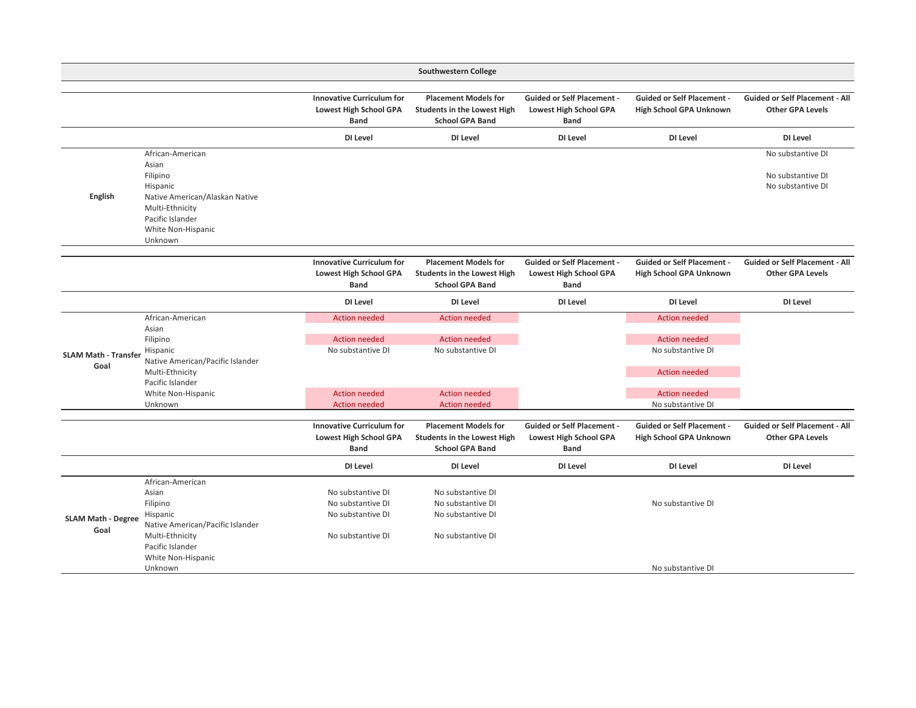## Southwestern College

| | | Innovative Curriculum for Lowest High School GPA Band | Placement Models for Students in the Lowest High School GPA Band | Guided or Self Placement - Lowest High School GPA Band | Guided or Self Placement - High School GPA Unknown | Guided or Self Placement - All Other GPA Levels |
|---|---|---|---|---|---|---|
| | | DI Level | DI Level | DI Level | DI Level | DI Level |
| English | African-American | | | | | No substantive DI |
| | Asian | | | | | |
| | Filipino | | | | | No substantive DI |
| | Hispanic | | | | | No substantive DI |
| | Native American/Alaskan Native | | | | | |
| | Multi-Ethnicity | | | | | |
| | Pacific Islander | | | | | |
| | White Non-Hispanic | | | | | |
| | Unknown | | | | | |

| | | Innovative Curriculum for Lowest High School GPA Band | Placement Models for Students in the Lowest High School GPA Band | Guided or Self Placement - Lowest High School GPA Band | Guided or Self Placement - High School GPA Unknown | Guided or Self Placement - All Other GPA Levels |
|---|---|---|---|---|---|---|
| | | DI Level | DI Level | DI Level | DI Level | DI Level |
| SLAM Math - Transfer Goal | African-American | Action needed | Action needed | | Action needed | |
| | Asian | | | | | |
| | Filipino | Action needed | Action needed | | Action needed | |
| | Hispanic | No substantive DI | No substantive DI | | No substantive DI | |
| | Native American/Pacific Islander | | | | | |
| | Multi-Ethnicity | | | | Action needed | |
| | Pacific Islander | | | | | |
| | White Non-Hispanic | Action needed | Action needed | | Action needed | |
| | Unknown | Action needed | Action needed | | No substantive DI | |

| | | Innovative Curriculum for Lowest High School GPA Band | Placement Models for Students in the Lowest High School GPA Band | Guided or Self Placement - Lowest High School GPA Band | Guided or Self Placement - High School GPA Unknown | Guided or Self Placement - All Other GPA Levels |
|---|---|---|---|---|---|---|
| | | DI Level | DI Level | DI Level | DI Level | DI Level |
| SLAM Math - Degree Goal | African-American | | | | | |
| | Asian | No substantive DI | No substantive DI | | | |
| | Filipino | No substantive DI | No substantive DI | | No substantive DI | |
| | Hispanic | No substantive DI | No substantive DI | | | |
| | Native American/Pacific Islander | | | | | |
| | Multi-Ethnicity | No substantive DI | No substantive DI | | | |
| | Pacific Islander | | | | | |
| | White Non-Hispanic | | | | | |
| | Unknown | | | | No substantive DI | |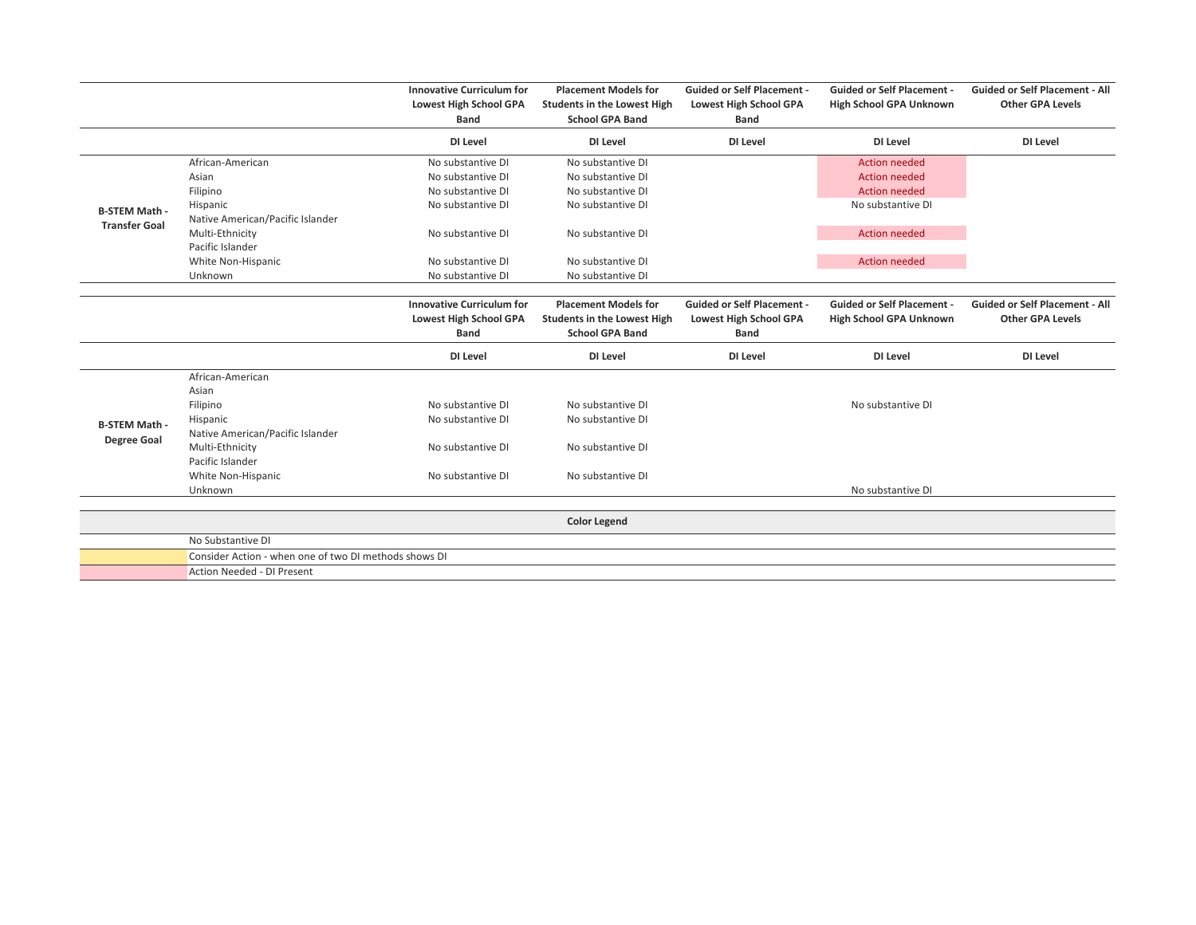| | | Innovative Curriculum for Lowest High School GPA Band | Placement Models for Students in the Lowest High School GPA Band | Guided or Self Placement - Lowest High School GPA Band | Guided or Self Placement - High School GPA Unknown | Guided or Self Placement - All Other GPA Levels |
|---|---|---|---|---|---|---|
| | | DI Level | DI Level | DI Level | DI Level | DI Level |
| B-STEM Math - Transfer Goal | African-American | No substantive DI | No substantive DI | | Action needed | |
| | Asian | No substantive DI | No substantive DI | | Action needed | |
| | Filipino | No substantive DI | No substantive DI | | Action needed | |
| | Hispanic | No substantive DI | No substantive DI | | No substantive DI | |
| | Native American/Pacific Islander | | | | | |
| | Multi-Ethnicity | No substantive DI | No substantive DI | | Action needed | |
| | Pacific Islander | | | | | |
| | White Non-Hispanic | No substantive DI | No substantive DI | | Action needed | |
| | Unknown | No substantive DI | No substantive DI | | | |

| | | Innovative Curriculum for Lowest High School GPA Band | Placement Models for Students in the Lowest High School GPA Band | Guided or Self Placement - Lowest High School GPA Band | Guided or Self Placement - High School GPA Unknown | Guided or Self Placement - All Other GPA Levels |
|---|---|---|---|---|---|---|
| | | DI Level | DI Level | DI Level | DI Level | DI Level |
| B-STEM Math - Degree Goal | African-American | | | | | |
| | Asian | | | | | |
| | Filipino | No substantive DI | No substantive DI | | No substantive DI | |
| | Hispanic | No substantive DI | No substantive DI | | | |
| | Native American/Pacific Islander | | | | | |
| | Multi-Ethnicity | No substantive DI | No substantive DI | | | |
| | Pacific Islander | | | | | |
| | White Non-Hispanic | No substantive DI | No substantive DI | | | |
| | Unknown | | | | No substantive DI | |

| Color Legend | |
|---|---|
| | No Substantive DI |
| (yellow) | Consider Action - when one of two DI methods shows DI |
| (pink) | Action Needed - DI Present |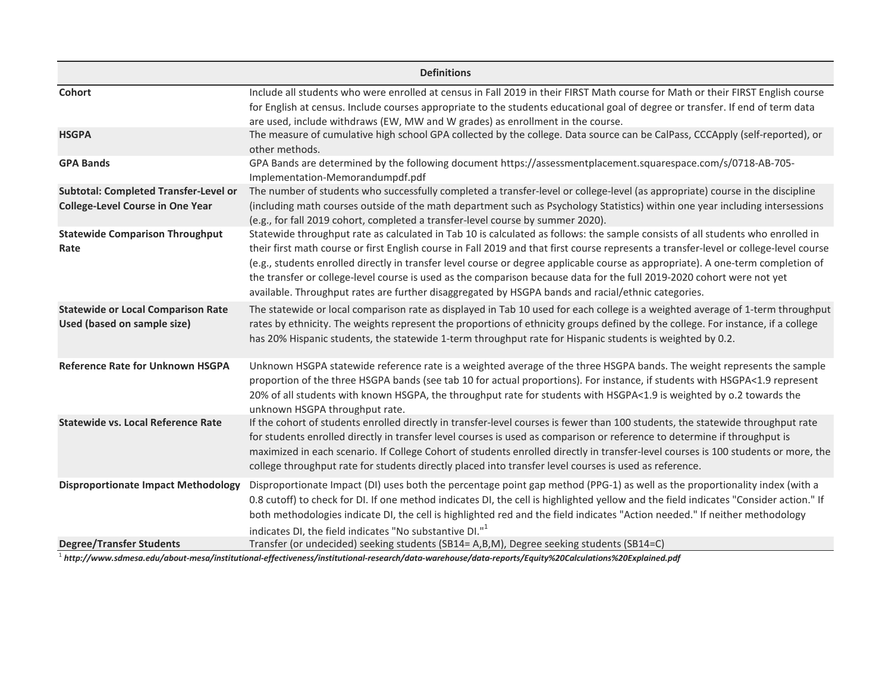| Definitions | |
|---|---|
| **Cohort** | Include all students who were enrolled at census in Fall 2019 in their FIRST Math course for Math or their FIRST English course for English at census. Include courses appropriate to the students educational goal of degree or transfer. If end of term data are used, include withdraws (EW, MW and W grades) as enrollment in the course. |
| **HSGPA** | The measure of cumulative high school GPA collected by the college. Data source can be CalPass, CCCApply (self-reported), or other methods. |
| **GPA Bands** | GPA Bands are determined by the following document https://assessmentplacement.squarespace.com/s/0718-AB-705-Implementation-Memorandumpdf.pdf |
| **Subtotal: Completed Transfer-Level or College-Level Course in One Year** | The number of students who successfully completed a transfer-level or college-level (as appropriate) course in the discipline (including math courses outside of the math department such as Psychology Statistics) within one year including intersessions (e.g., for fall 2019 cohort, completed a transfer-level course by summer 2020). |
| **Statewide Comparison Throughput Rate** | Statewide throughput rate as calculated in Tab 10 is calculated as follows: the sample consists of all students who enrolled in their first math course or first English course in Fall 2019 and that first course represents a transfer-level or college-level course (e.g., students enrolled directly in transfer level course or degree applicable course as appropriate). A one-term completion of the transfer or college-level course is used as the comparison because data for the full 2019-2020 cohort were not yet available. Throughput rates are further disaggregated by HSGPA bands and racial/ethnic categories. |
| **Statewide or Local Comparison Rate Used (based on sample size)** | The statewide or local comparison rate as displayed in Tab 10 used for each college is a weighted average of 1-term throughput rates by ethnicity. The weights represent the proportions of ethnicity groups defined by the college. For instance, if a college has 20% Hispanic students, the statewide 1-term throughput rate for Hispanic students is weighted by 0.2. |
| **Reference Rate for Unknown HSGPA** | Unknown HSGPA statewide reference rate is a weighted average of the three HSGPA bands. The weight represents the sample proportion of the three HSGPA bands (see tab 10 for actual proportions). For instance, if students with HSGPA<1.9 represent 20% of all students with known HSGPA, the throughput rate for students with HSGPA<1.9 is weighted by o.2 towards the unknown HSGPA throughput rate. |
| **Statewide vs. Local Reference Rate** | If the cohort of students enrolled directly in transfer-level courses is fewer than 100 students, the statewide throughput rate for students enrolled directly in transfer level courses is used as comparison or reference to determine if throughput is maximized in each scenario. If College Cohort of students enrolled directly in transfer-level courses is 100 students or more, the college throughput rate for students directly placed into transfer level courses is used as reference. |
| **Disproportionate Impact Methodology** | Disproportionate Impact (DI) uses both the percentage point gap method (PPG-1) as well as the proportionality index (with a 0.8 cutoff) to check for DI. If one method indicates DI, the cell is highlighted yellow and the field indicates "Consider action." If both methodologies indicate DI, the cell is highlighted red and the field indicates "Action needed." If neither methodology indicates DI, the field indicates "No substantive DI."[1] |
| **Degree/Transfer Students** | Transfer (or undecided) seeking students (SB14= A,B,M), Degree seeking students (SB14=C) |

[1] ***http://www.sdmesa.edu/about-mesa/institutional-effectiveness/institutional-research/data-warehouse/data-reports/Equity%20Calculations%20Explained.pdf***